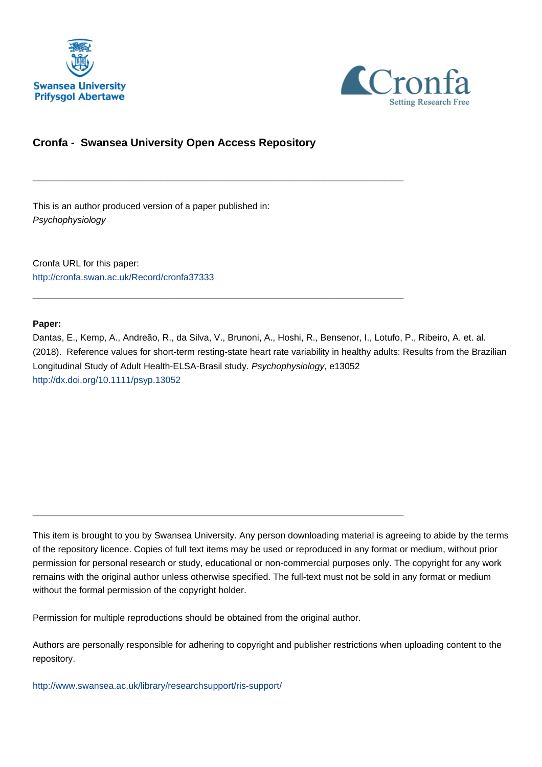Swansea University
Prifysgol Abertawe

Cronfa
Setting Research Free

## Cronfa - Swansea University Open Access Repository

---

This is an author produced version of a paper published in:
*Psychophysiology*

Cronfa URL for this paper:
http://cronfa.swan.ac.uk/Record/cronfa37333

---

**Paper:**
Dantas, E., Kemp, A., Andreão, R., da Silva, V., Brunoni, A., Hoshi, R., Bensenor, I., Lotufo, P., Ribeiro, A. et. al. (2018). Reference values for short-term resting-state heart rate variability in healthy adults: Results from the Brazilian Longitudinal Study of Adult Health-ELSA-Brasil study. *Psychophysiology*, e13052
http://dx.doi.org/10.1111/psyp.13052

---

This item is brought to you by Swansea University. Any person downloading material is agreeing to abide by the terms of the repository licence. Copies of full text items may be used or reproduced in any format or medium, without prior permission for personal research or study, educational or non-commercial purposes only. The copyright for any work remains with the original author unless otherwise specified. The full-text must not be sold in any format or medium without the formal permission of the copyright holder.

Permission for multiple reproductions should be obtained from the original author.

Authors are personally responsible for adhering to copyright and publisher restrictions when uploading content to the repository.

http://www.swansea.ac.uk/library/researchsupport/ris-support/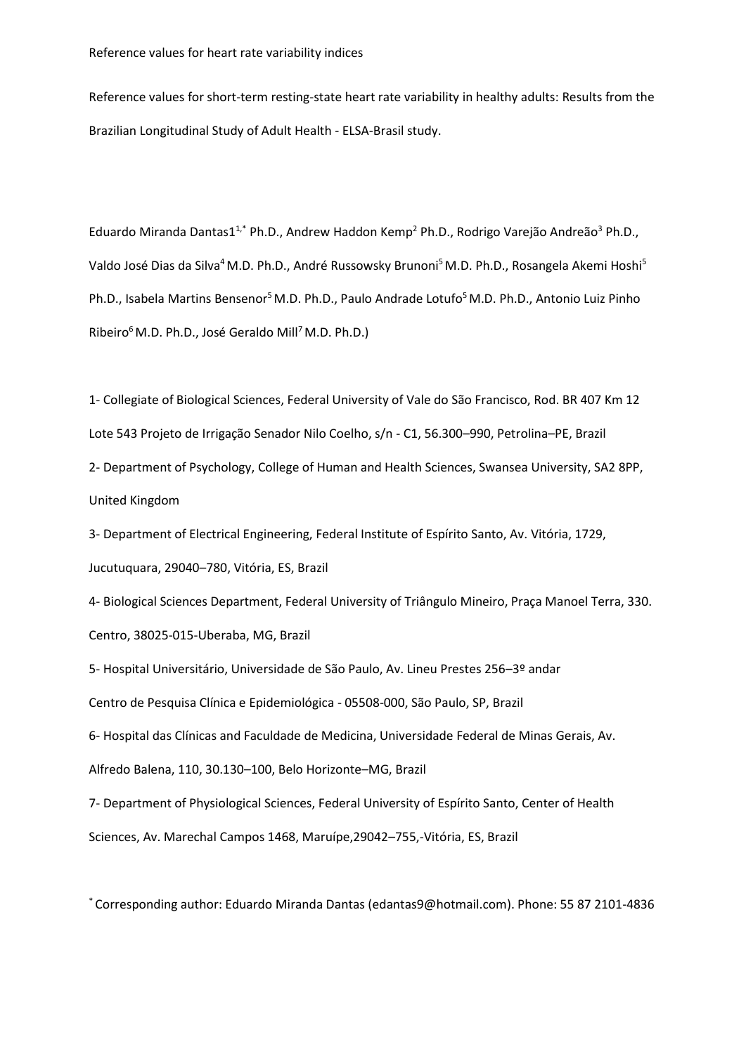Reference values for heart rate variability indices

Reference values for short-term resting-state heart rate variability in healthy adults: Results from the Brazilian Longitudinal Study of Adult Health - ELSA-Brasil study.

Eduardo Miranda Dantas1[1,*] Ph.D., Andrew Haddon Kemp[2] Ph.D., Rodrigo Varejão Andreão[3] Ph.D., Valdo José Dias da Silva[4] M.D. Ph.D., André Russowsky Brunoni[5] M.D. Ph.D., Rosangela Akemi Hoshi[5] Ph.D., Isabela Martins Bensenor[5] M.D. Ph.D., Paulo Andrade Lotufo[5] M.D. Ph.D., Antonio Luiz Pinho Ribeiro[6] M.D. Ph.D., José Geraldo Mill[7] M.D. Ph.D.)

1- Collegiate of Biological Sciences, Federal University of Vale do São Francisco, Rod. BR 407 Km 12 Lote 543 Projeto de Irrigação Senador Nilo Coelho, s/n - C1, 56.300–990, Petrolina–PE, Brazil

2- Department of Psychology, College of Human and Health Sciences, Swansea University, SA2 8PP, United Kingdom

3- Department of Electrical Engineering, Federal Institute of Espírito Santo, Av. Vitória, 1729, Jucutuquara, 29040–780, Vitória, ES, Brazil

4- Biological Sciences Department, Federal University of Triângulo Mineiro, Praça Manoel Terra, 330. Centro, 38025-015-Uberaba, MG, Brazil

5- Hospital Universitário, Universidade de São Paulo, Av. Lineu Prestes 256–3º andar Centro de Pesquisa Clínica e Epidemiológica - 05508-000, São Paulo, SP, Brazil

6- Hospital das Clínicas and Faculdade de Medicina, Universidade Federal de Minas Gerais, Av. Alfredo Balena, 110, 30.130–100, Belo Horizonte–MG, Brazil

7- Department of Physiological Sciences, Federal University of Espírito Santo, Center of Health Sciences, Av. Marechal Campos 1468, Maruípe,29042–755,-Vitória, ES, Brazil

[*] Corresponding author: Eduardo Miranda Dantas (edantas9@hotmail.com). Phone: 55 87 2101-4836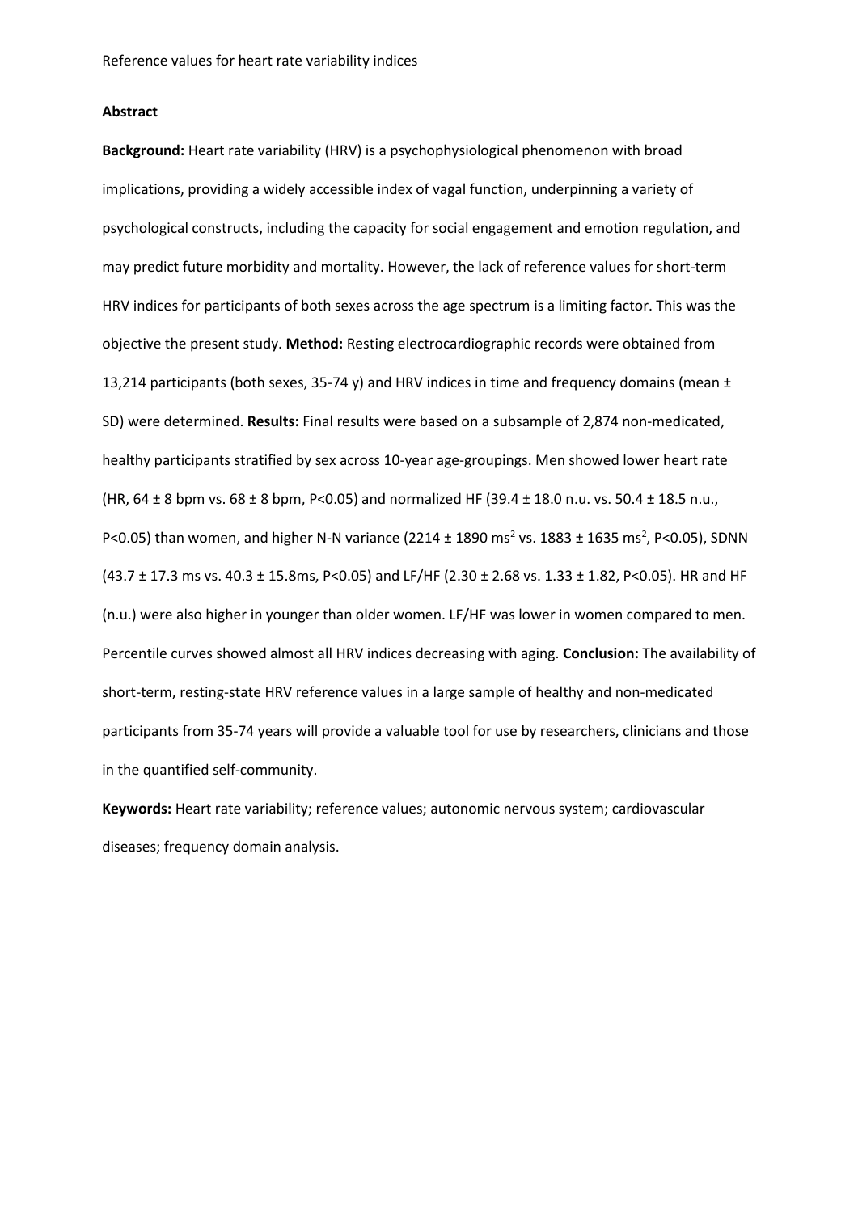**Abstract**

**Background:** Heart rate variability (HRV) is a psychophysiological phenomenon with broad implications, providing a widely accessible index of vagal function, underpinning a variety of psychological constructs, including the capacity for social engagement and emotion regulation, and may predict future morbidity and mortality. However, the lack of reference values for short-term HRV indices for participants of both sexes across the age spectrum is a limiting factor. This was the objective the present study. **Method:** Resting electrocardiographic records were obtained from 13,214 participants (both sexes, 35-74 y) and HRV indices in time and frequency domains (mean ± SD) were determined. **Results:** Final results were based on a subsample of 2,874 non-medicated, healthy participants stratified by sex across 10-year age-groupings. Men showed lower heart rate (HR, 64 ± 8 bpm vs. 68 ± 8 bpm, $P<0.05$) and normalized HF (39.4 ± 18.0 n.u. vs. 50.4 ± 18.5 n.u., $P<0.05$) than women, and higher N-N variance (2214 ± 1890 $ms^2$ vs. 1883 ± 1635 $ms^2$, $P<0.05$), SDNN (43.7 ± 17.3 ms vs. 40.3 ± 15.8ms, $P<0.05$) and LF/HF (2.30 ± 2.68 vs. 1.33 ± 1.82, $P<0.05$). HR and HF (n.u.) were also higher in younger than older women. LF/HF was lower in women compared to men. Percentile curves showed almost all HRV indices decreasing with aging. **Conclusion:** The availability of short-term, resting-state HRV reference values in a large sample of healthy and non-medicated participants from 35-74 years will provide a valuable tool for use by researchers, clinicians and those in the quantified self-community.

**Keywords:** Heart rate variability; reference values; autonomic nervous system; cardiovascular diseases; frequency domain analysis.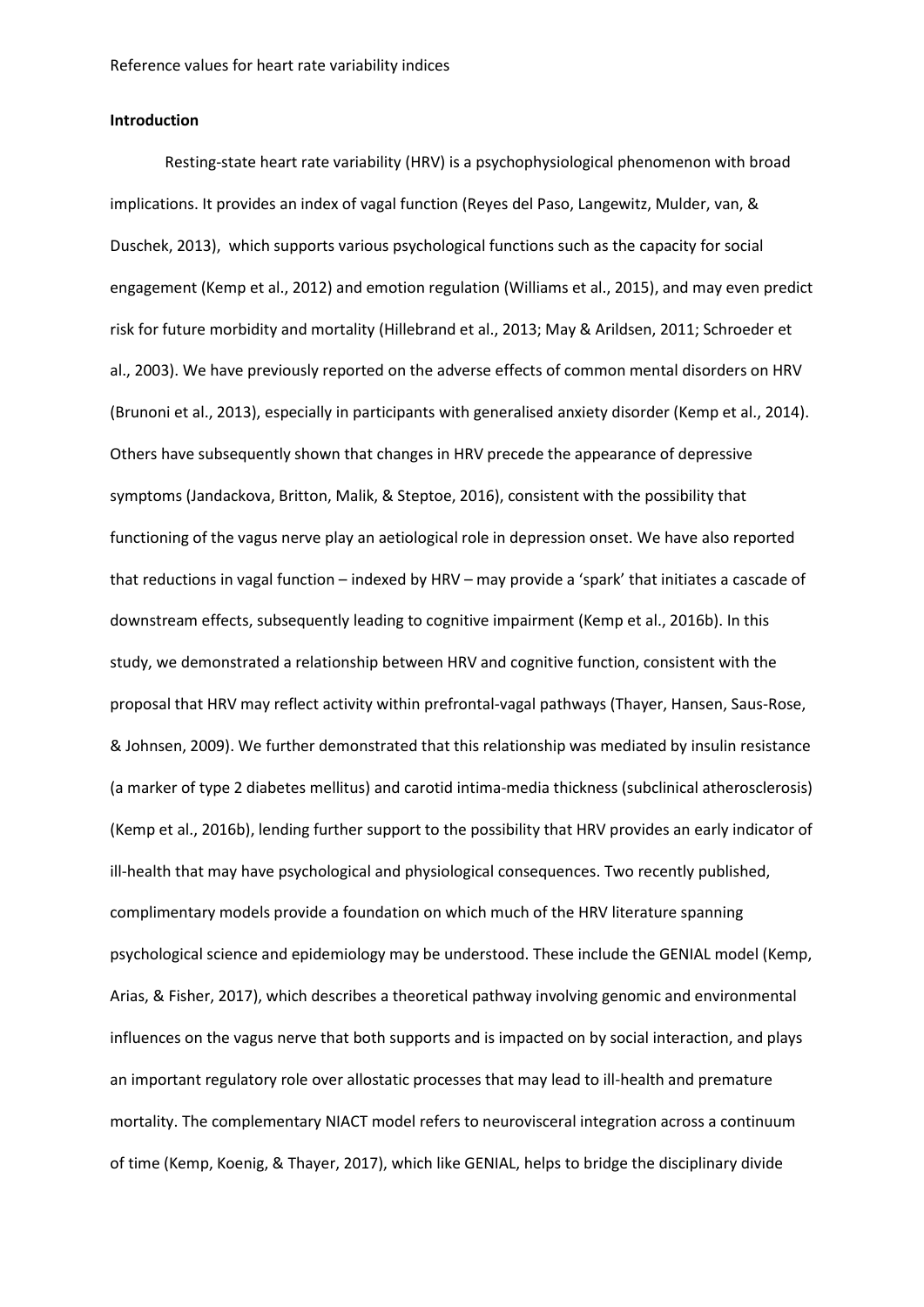## Introduction

Resting-state heart rate variability (HRV) is a psychophysiological phenomenon with broad implications. It provides an index of vagal function (Reyes del Paso, Langewitz, Mulder, van, & Duschek, 2013), which supports various psychological functions such as the capacity for social engagement (Kemp et al., 2012) and emotion regulation (Williams et al., 2015), and may even predict risk for future morbidity and mortality (Hillebrand et al., 2013; May & Arildsen, 2011; Schroeder et al., 2003). We have previously reported on the adverse effects of common mental disorders on HRV (Brunoni et al., 2013), especially in participants with generalised anxiety disorder (Kemp et al., 2014). Others have subsequently shown that changes in HRV precede the appearance of depressive symptoms (Jandackova, Britton, Malik, & Steptoe, 2016), consistent with the possibility that functioning of the vagus nerve play an aetiological role in depression onset. We have also reported that reductions in vagal function – indexed by HRV – may provide a 'spark' that initiates a cascade of downstream effects, subsequently leading to cognitive impairment (Kemp et al., 2016b). In this study, we demonstrated a relationship between HRV and cognitive function, consistent with the proposal that HRV may reflect activity within prefrontal-vagal pathways (Thayer, Hansen, Saus-Rose, & Johnsen, 2009). We further demonstrated that this relationship was mediated by insulin resistance (a marker of type 2 diabetes mellitus) and carotid intima-media thickness (subclinical atherosclerosis) (Kemp et al., 2016b), lending further support to the possibility that HRV provides an early indicator of ill-health that may have psychological and physiological consequences. Two recently published, complimentary models provide a foundation on which much of the HRV literature spanning psychological science and epidemiology may be understood. These include the GENIAL model (Kemp, Arias, & Fisher, 2017), which describes a theoretical pathway involving genomic and environmental influences on the vagus nerve that both supports and is impacted on by social interaction, and plays an important regulatory role over allostatic processes that may lead to ill-health and premature mortality. The complementary NIACT model refers to neurovisceral integration across a continuum of time (Kemp, Koenig, & Thayer, 2017), which like GENIAL, helps to bridge the disciplinary divide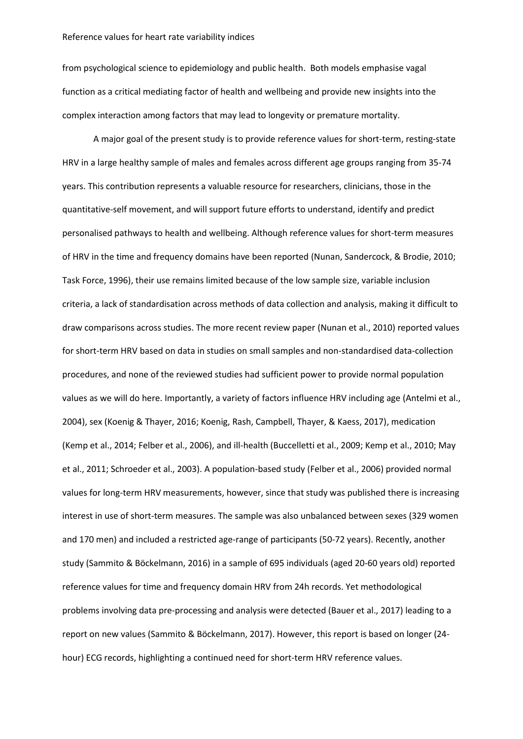from psychological science to epidemiology and public health. Both models emphasise vagal function as a critical mediating factor of health and wellbeing and provide new insights into the complex interaction among factors that may lead to longevity or premature mortality.

A major goal of the present study is to provide reference values for short-term, resting-state HRV in a large healthy sample of males and females across different age groups ranging from 35-74 years. This contribution represents a valuable resource for researchers, clinicians, those in the quantitative-self movement, and will support future efforts to understand, identify and predict personalised pathways to health and wellbeing. Although reference values for short-term measures of HRV in the time and frequency domains have been reported (Nunan, Sandercock, & Brodie, 2010; Task Force, 1996), their use remains limited because of the low sample size, variable inclusion criteria, a lack of standardisation across methods of data collection and analysis, making it difficult to draw comparisons across studies. The more recent review paper (Nunan et al., 2010) reported values for short-term HRV based on data in studies on small samples and non-standardised data-collection procedures, and none of the reviewed studies had sufficient power to provide normal population values as we will do here. Importantly, a variety of factors influence HRV including age (Antelmi et al., 2004), sex (Koenig & Thayer, 2016; Koenig, Rash, Campbell, Thayer, & Kaess, 2017), medication (Kemp et al., 2014; Felber et al., 2006), and ill-health (Buccelletti et al., 2009; Kemp et al., 2010; May et al., 2011; Schroeder et al., 2003). A population-based study (Felber et al., 2006) provided normal values for long-term HRV measurements, however, since that study was published there is increasing interest in use of short-term measures. The sample was also unbalanced between sexes (329 women and 170 men) and included a restricted age-range of participants (50-72 years). Recently, another study (Sammito & Böckelmann, 2016) in a sample of 695 individuals (aged 20-60 years old) reported reference values for time and frequency domain HRV from 24h records. Yet methodological problems involving data pre-processing and analysis were detected (Bauer et al., 2017) leading to a report on new values (Sammito & Böckelmann, 2017). However, this report is based on longer (24-hour) ECG records, highlighting a continued need for short-term HRV reference values.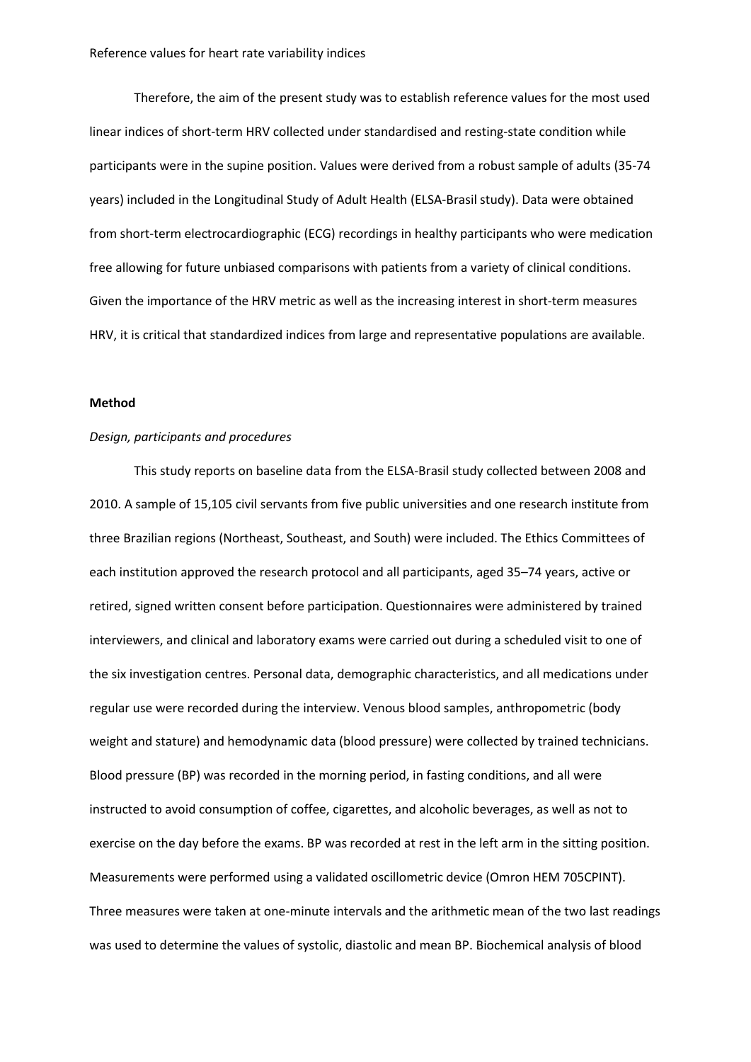Therefore, the aim of the present study was to establish reference values for the most used linear indices of short-term HRV collected under standardised and resting-state condition while participants were in the supine position. Values were derived from a robust sample of adults (35-74 years) included in the Longitudinal Study of Adult Health (ELSA-Brasil study). Data were obtained from short-term electrocardiographic (ECG) recordings in healthy participants who were medication free allowing for future unbiased comparisons with patients from a variety of clinical conditions. Given the importance of the HRV metric as well as the increasing interest in short-term measures HRV, it is critical that standardized indices from large and representative populations are available.

## Method

### *Design, participants and procedures*

This study reports on baseline data from the ELSA-Brasil study collected between 2008 and 2010. A sample of 15,105 civil servants from five public universities and one research institute from three Brazilian regions (Northeast, Southeast, and South) were included. The Ethics Committees of each institution approved the research protocol and all participants, aged 35–74 years, active or retired, signed written consent before participation. Questionnaires were administered by trained interviewers, and clinical and laboratory exams were carried out during a scheduled visit to one of the six investigation centres. Personal data, demographic characteristics, and all medications under regular use were recorded during the interview. Venous blood samples, anthropometric (body weight and stature) and hemodynamic data (blood pressure) were collected by trained technicians. Blood pressure (BP) was recorded in the morning period, in fasting conditions, and all were instructed to avoid consumption of coffee, cigarettes, and alcoholic beverages, as well as not to exercise on the day before the exams. BP was recorded at rest in the left arm in the sitting position. Measurements were performed using a validated oscillometric device (Omron HEM 705CPINT). Three measures were taken at one-minute intervals and the arithmetic mean of the two last readings was used to determine the values of systolic, diastolic and mean BP. Biochemical analysis of blood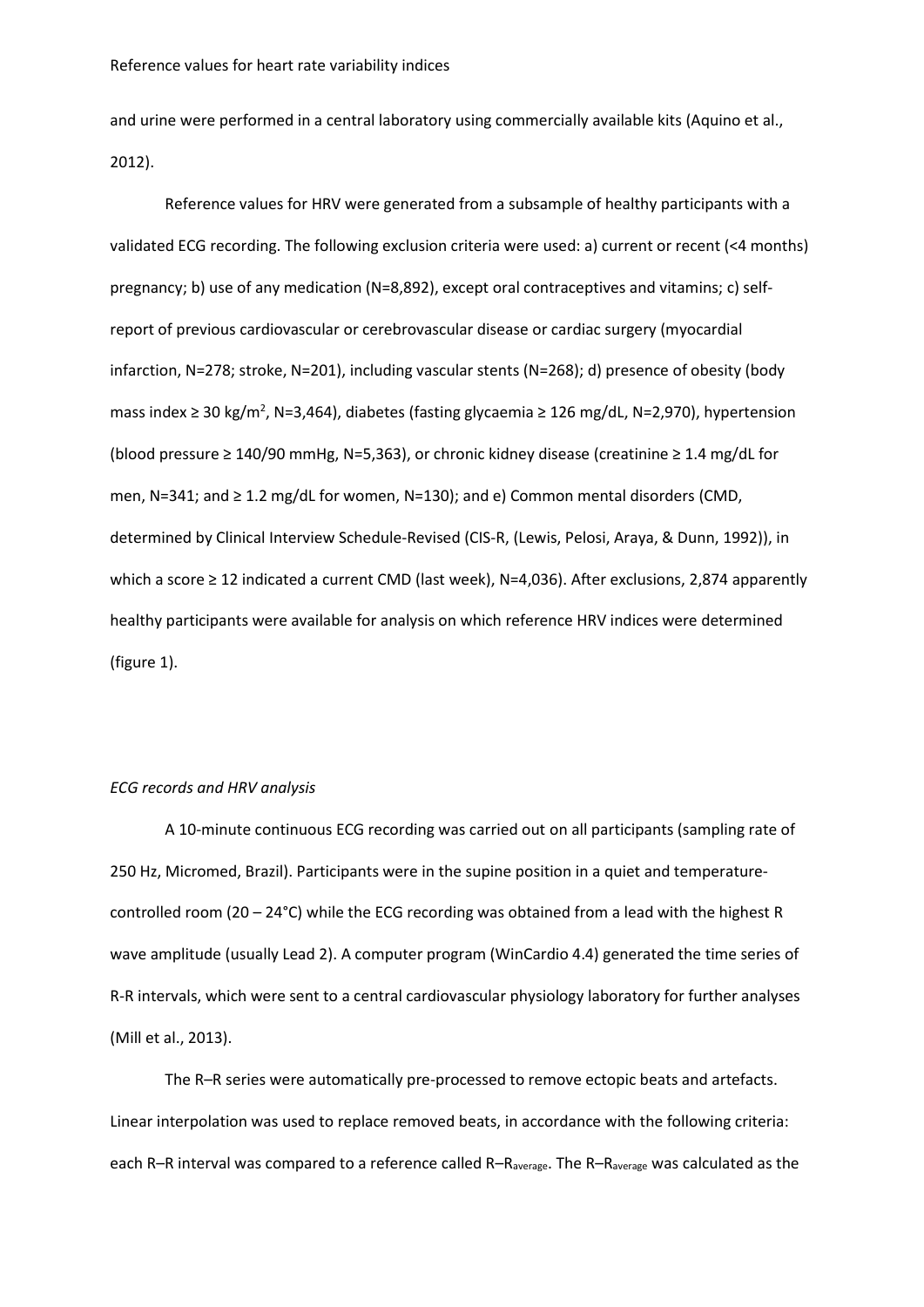and urine were performed in a central laboratory using commercially available kits (Aquino et al., 2012).

Reference values for HRV were generated from a subsample of healthy participants with a validated ECG recording. The following exclusion criteria were used: a) current or recent (<4 months) pregnancy; b) use of any medication (N=8,892), except oral contraceptives and vitamins; c) self-report of previous cardiovascular or cerebrovascular disease or cardiac surgery (myocardial infarction, N=278; stroke, N=201), including vascular stents (N=268); d) presence of obesity (body mass index ≥ 30 kg/m$^2$, N=3,464), diabetes (fasting glycaemia ≥ 126 mg/dL, N=2,970), hypertension (blood pressure ≥ 140/90 mmHg, N=5,363), or chronic kidney disease (creatinine ≥ 1.4 mg/dL for men, N=341; and ≥ 1.2 mg/dL for women, N=130); and e) Common mental disorders (CMD, determined by Clinical Interview Schedule-Revised (CIS-R, (Lewis, Pelosi, Araya, & Dunn, 1992)), in which a score ≥ 12 indicated a current CMD (last week), N=4,036). After exclusions, 2,874 apparently healthy participants were available for analysis on which reference HRV indices were determined (figure 1).

*ECG records and HRV analysis*

A 10-minute continuous ECG recording was carried out on all participants (sampling rate of 250 Hz, Micromed, Brazil). Participants were in the supine position in a quiet and temperature-controlled room (20 – 24°C) while the ECG recording was obtained from a lead with the highest R wave amplitude (usually Lead 2). A computer program (WinCardio 4.4) generated the time series of R-R intervals, which were sent to a central cardiovascular physiology laboratory for further analyses (Mill et al., 2013).

The R–R series were automatically pre-processed to remove ectopic beats and artefacts. Linear interpolation was used to replace removed beats, in accordance with the following criteria: each R–R interval was compared to a reference called $R\text{–}R_{average}$. The $R\text{–}R_{average}$ was calculated as the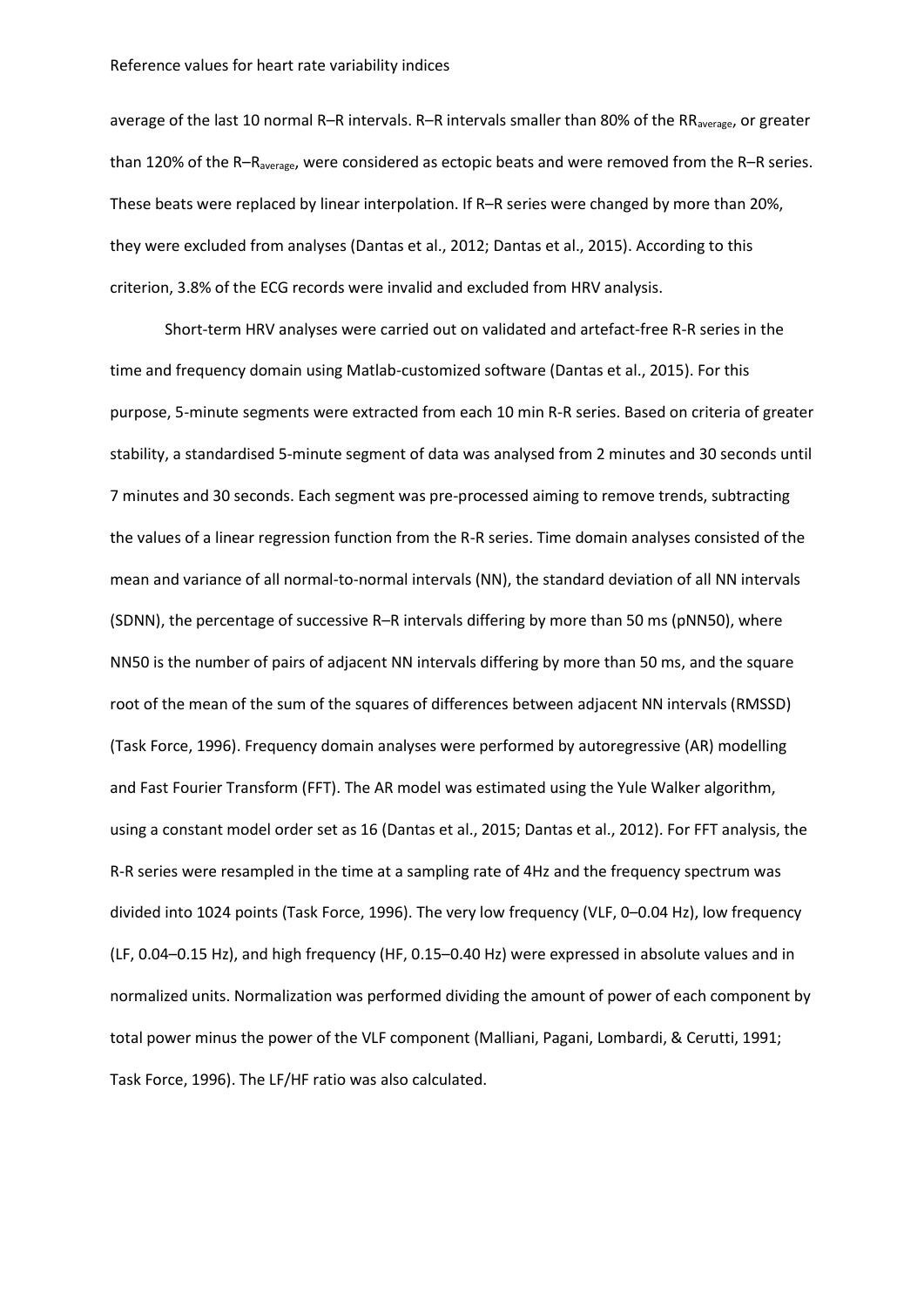average of the last 10 normal R–R intervals. R–R intervals smaller than 80% of the $RR_{average}$, or greater than 120% of the $R–R_{average}$, were considered as ectopic beats and were removed from the R–R series. These beats were replaced by linear interpolation. If R–R series were changed by more than 20%, they were excluded from analyses (Dantas et al., 2012; Dantas et al., 2015). According to this criterion, 3.8% of the ECG records were invalid and excluded from HRV analysis.

Short-term HRV analyses were carried out on validated and artefact-free R-R series in the time and frequency domain using Matlab-customized software (Dantas et al., 2015). For this purpose, 5-minute segments were extracted from each 10 min R-R series. Based on criteria of greater stability, a standardised 5-minute segment of data was analysed from 2 minutes and 30 seconds until 7 minutes and 30 seconds. Each segment was pre-processed aiming to remove trends, subtracting the values of a linear regression function from the R-R series. Time domain analyses consisted of the mean and variance of all normal-to-normal intervals (NN), the standard deviation of all NN intervals (SDNN), the percentage of successive R–R intervals differing by more than 50 ms (pNN50), where NN50 is the number of pairs of adjacent NN intervals differing by more than 50 ms, and the square root of the mean of the sum of the squares of differences between adjacent NN intervals (RMSSD) (Task Force, 1996). Frequency domain analyses were performed by autoregressive (AR) modelling and Fast Fourier Transform (FFT). The AR model was estimated using the Yule Walker algorithm, using a constant model order set as 16 (Dantas et al., 2015; Dantas et al., 2012). For FFT analysis, the R-R series were resampled in the time at a sampling rate of 4Hz and the frequency spectrum was divided into 1024 points (Task Force, 1996). The very low frequency (VLF, 0–0.04 Hz), low frequency (LF, 0.04–0.15 Hz), and high frequency (HF, 0.15–0.40 Hz) were expressed in absolute values and in normalized units. Normalization was performed dividing the amount of power of each component by total power minus the power of the VLF component (Malliani, Pagani, Lombardi, & Cerutti, 1991; Task Force, 1996). The LF/HF ratio was also calculated.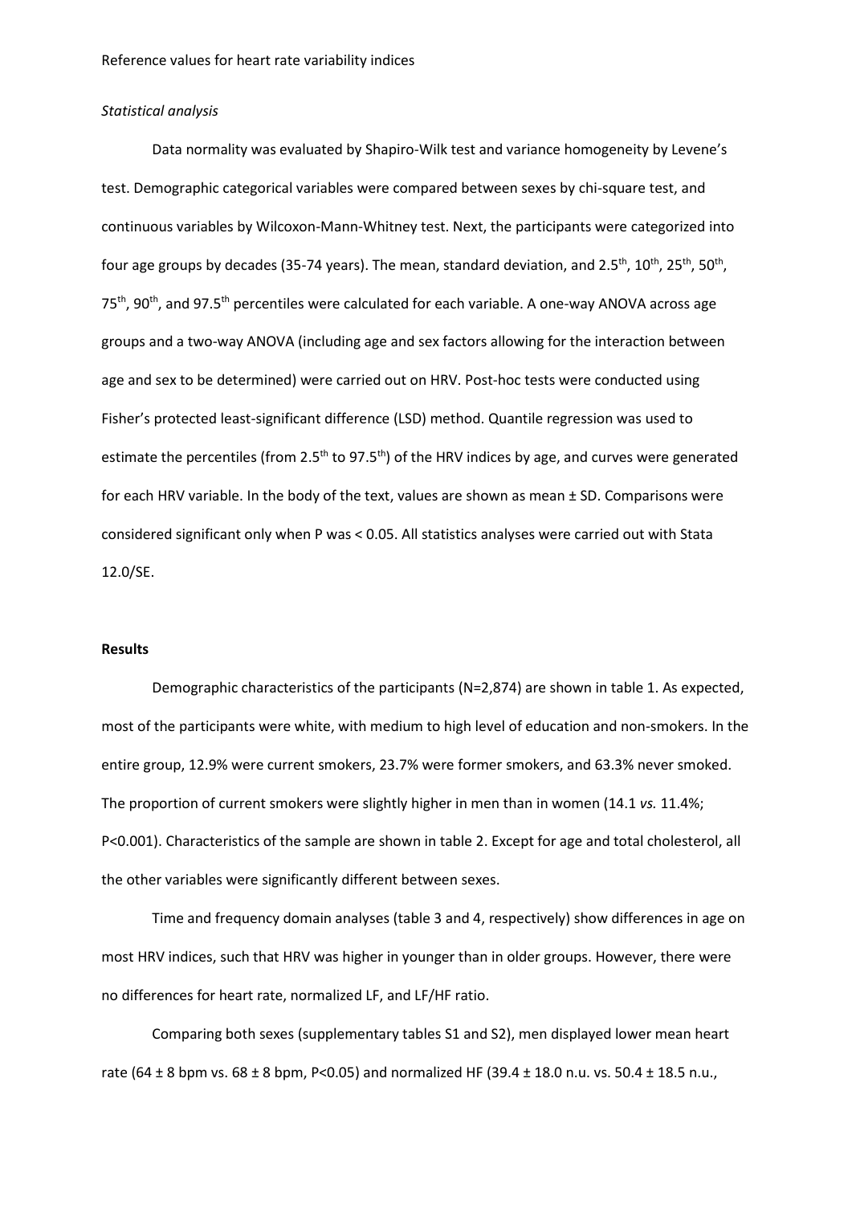*Statistical analysis*

Data normality was evaluated by Shapiro-Wilk test and variance homogeneity by Levene's test. Demographic categorical variables were compared between sexes by chi-square test, and continuous variables by Wilcoxon-Mann-Whitney test. Next, the participants were categorized into four age groups by decades (35-74 years). The mean, standard deviation, and 2.5$^{th}$, 10$^{th}$, 25$^{th}$, 50$^{th}$, 75$^{th}$, 90$^{th}$, and 97.5$^{th}$ percentiles were calculated for each variable. A one-way ANOVA across age groups and a two-way ANOVA (including age and sex factors allowing for the interaction between age and sex to be determined) were carried out on HRV. Post-hoc tests were conducted using Fisher's protected least-significant difference (LSD) method. Quantile regression was used to estimate the percentiles (from 2.5$^{th}$ to 97.5$^{th}$) of the HRV indices by age, and curves were generated for each HRV variable. In the body of the text, values are shown as mean ± SD. Comparisons were considered significant only when P was < 0.05. All statistics analyses were carried out with Stata 12.0/SE.

## Results

Demographic characteristics of the participants (N=2,874) are shown in table 1. As expected, most of the participants were white, with medium to high level of education and non-smokers. In the entire group, 12.9% were current smokers, 23.7% were former smokers, and 63.3% never smoked. The proportion of current smokers were slightly higher in men than in women (14.1 *vs.* 11.4%; P<0.001). Characteristics of the sample are shown in table 2. Except for age and total cholesterol, all the other variables were significantly different between sexes.

Time and frequency domain analyses (table 3 and 4, respectively) show differences in age on most HRV indices, such that HRV was higher in younger than in older groups. However, there were no differences for heart rate, normalized LF, and LF/HF ratio.

Comparing both sexes (supplementary tables S1 and S2), men displayed lower mean heart rate (64 ± 8 bpm vs. 68 ± 8 bpm, P<0.05) and normalized HF (39.4 ± 18.0 n.u. vs. 50.4 ± 18.5 n.u.,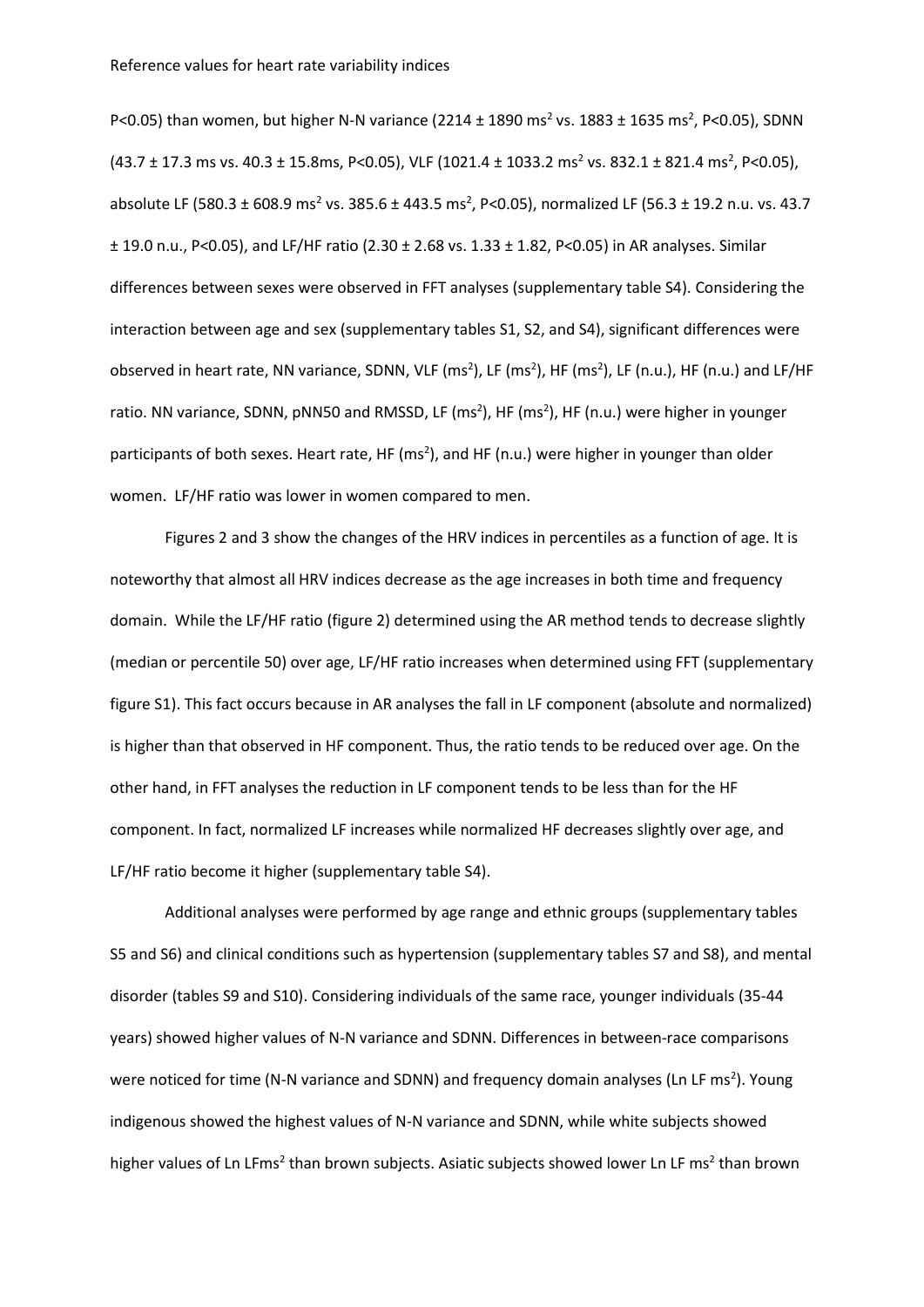P<0.05) than women, but higher N-N variance (2214 ± 1890 $ms^2$ vs. 1883 ± 1635 $ms^2$, P<0.05), SDNN (43.7 ± 17.3 ms vs. 40.3 ± 15.8ms, P<0.05), VLF (1021.4 ± 1033.2 $ms^2$ vs. 832.1 ± 821.4 $ms^2$, P<0.05), absolute LF (580.3 ± 608.9 $ms^2$ vs. 385.6 ± 443.5 $ms^2$, P<0.05), normalized LF (56.3 ± 19.2 n.u. vs. 43.7 ± 19.0 n.u., P<0.05), and LF/HF ratio (2.30 ± 2.68 vs. 1.33 ± 1.82, P<0.05) in AR analyses. Similar differences between sexes were observed in FFT analyses (supplementary table S4). Considering the interaction between age and sex (supplementary tables S1, S2, and S4), significant differences were observed in heart rate, NN variance, SDNN, VLF ($ms^2$), LF ($ms^2$), HF ($ms^2$), LF (n.u.), HF (n.u.) and LF/HF ratio. NN variance, SDNN, pNN50 and RMSSD, LF ($ms^2$), HF ($ms^2$), HF (n.u.) were higher in younger participants of both sexes. Heart rate, HF ($ms^2$), and HF (n.u.) were higher in younger than older women. LF/HF ratio was lower in women compared to men.

Figures 2 and 3 show the changes of the HRV indices in percentiles as a function of age. It is noteworthy that almost all HRV indices decrease as the age increases in both time and frequency domain. While the LF/HF ratio (figure 2) determined using the AR method tends to decrease slightly (median or percentile 50) over age, LF/HF ratio increases when determined using FFT (supplementary figure S1). This fact occurs because in AR analyses the fall in LF component (absolute and normalized) is higher than that observed in HF component. Thus, the ratio tends to be reduced over age. On the other hand, in FFT analyses the reduction in LF component tends to be less than for the HF component. In fact, normalized LF increases while normalized HF decreases slightly over age, and LF/HF ratio become it higher (supplementary table S4).

Additional analyses were performed by age range and ethnic groups (supplementary tables S5 and S6) and clinical conditions such as hypertension (supplementary tables S7 and S8), and mental disorder (tables S9 and S10). Considering individuals of the same race, younger individuals (35-44 years) showed higher values of N-N variance and SDNN. Differences in between-race comparisons were noticed for time (N-N variance and SDNN) and frequency domain analyses (Ln LF $ms^2$). Young indigenous showed the highest values of N-N variance and SDNN, while white subjects showed higher values of Ln LF$ms^2$ than brown subjects. Asiatic subjects showed lower Ln LF $ms^2$ than brown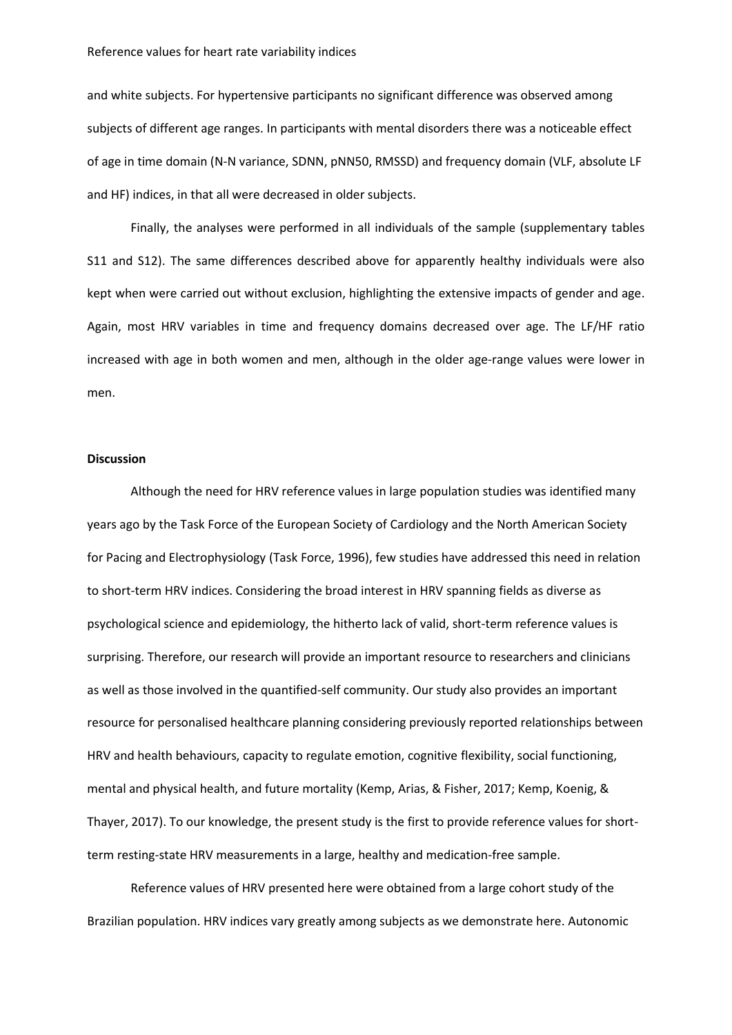and white subjects. For hypertensive participants no significant difference was observed among subjects of different age ranges. In participants with mental disorders there was a noticeable effect of age in time domain (N-N variance, SDNN, pNN50, RMSSD) and frequency domain (VLF, absolute LF and HF) indices, in that all were decreased in older subjects.

Finally, the analyses were performed in all individuals of the sample (supplementary tables S11 and S12). The same differences described above for apparently healthy individuals were also kept when were carried out without exclusion, highlighting the extensive impacts of gender and age. Again, most HRV variables in time and frequency domains decreased over age. The LF/HF ratio increased with age in both women and men, although in the older age-range values were lower in men.

**Discussion**

Although the need for HRV reference values in large population studies was identified many years ago by the Task Force of the European Society of Cardiology and the North American Society for Pacing and Electrophysiology (Task Force, 1996), few studies have addressed this need in relation to short-term HRV indices. Considering the broad interest in HRV spanning fields as diverse as psychological science and epidemiology, the hitherto lack of valid, short-term reference values is surprising. Therefore, our research will provide an important resource to researchers and clinicians as well as those involved in the quantified-self community. Our study also provides an important resource for personalised healthcare planning considering previously reported relationships between HRV and health behaviours, capacity to regulate emotion, cognitive flexibility, social functioning, mental and physical health, and future mortality (Kemp, Arias, & Fisher, 2017; Kemp, Koenig, & Thayer, 2017). To our knowledge, the present study is the first to provide reference values for short-term resting-state HRV measurements in a large, healthy and medication-free sample.

Reference values of HRV presented here were obtained from a large cohort study of the Brazilian population. HRV indices vary greatly among subjects as we demonstrate here. Autonomic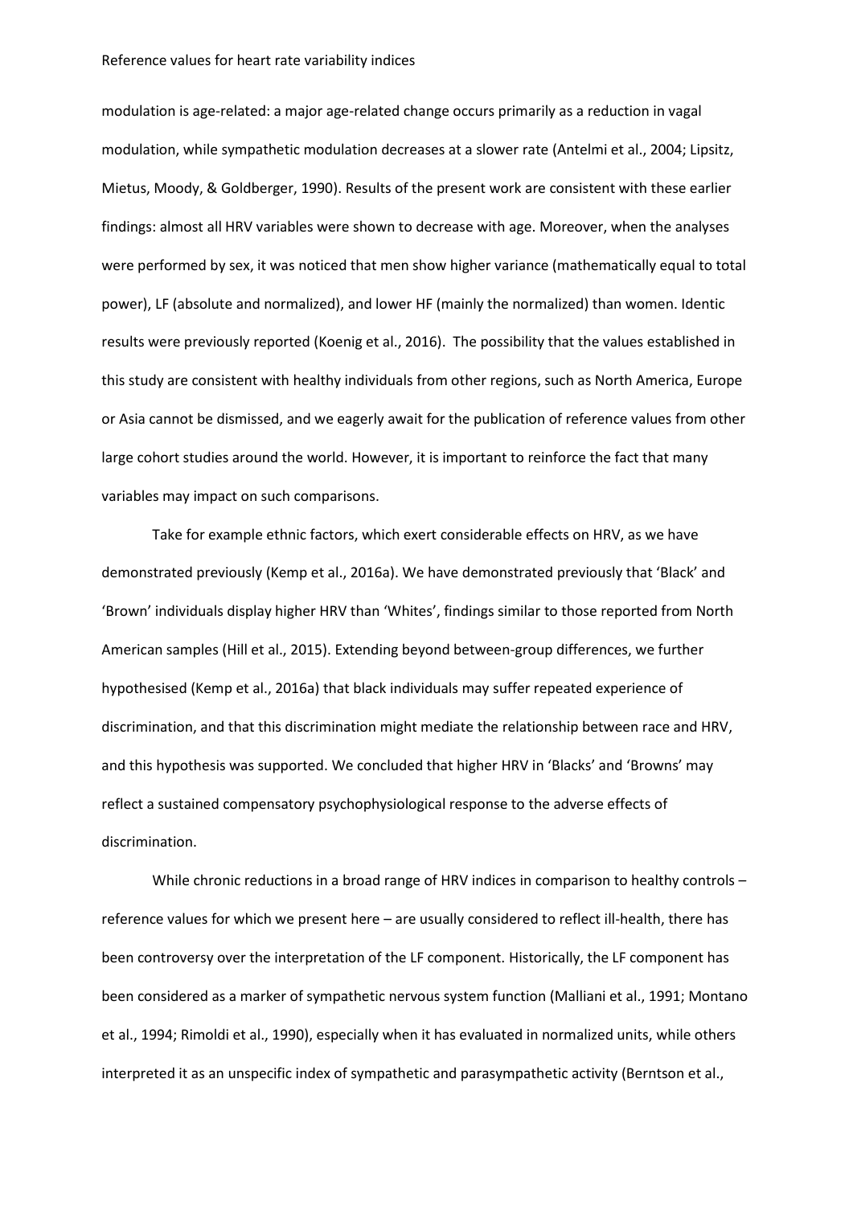modulation is age-related: a major age-related change occurs primarily as a reduction in vagal modulation, while sympathetic modulation decreases at a slower rate (Antelmi et al., 2004; Lipsitz, Mietus, Moody, & Goldberger, 1990). Results of the present work are consistent with these earlier findings: almost all HRV variables were shown to decrease with age. Moreover, when the analyses were performed by sex, it was noticed that men show higher variance (mathematically equal to total power), LF (absolute and normalized), and lower HF (mainly the normalized) than women. Identic results were previously reported (Koenig et al., 2016). The possibility that the values established in this study are consistent with healthy individuals from other regions, such as North America, Europe or Asia cannot be dismissed, and we eagerly await for the publication of reference values from other large cohort studies around the world. However, it is important to reinforce the fact that many variables may impact on such comparisons.

Take for example ethnic factors, which exert considerable effects on HRV, as we have demonstrated previously (Kemp et al., 2016a). We have demonstrated previously that 'Black' and 'Brown' individuals display higher HRV than 'Whites', findings similar to those reported from North American samples (Hill et al., 2015). Extending beyond between-group differences, we further hypothesised (Kemp et al., 2016a) that black individuals may suffer repeated experience of discrimination, and that this discrimination might mediate the relationship between race and HRV, and this hypothesis was supported. We concluded that higher HRV in 'Blacks' and 'Browns' may reflect a sustained compensatory psychophysiological response to the adverse effects of discrimination.

While chronic reductions in a broad range of HRV indices in comparison to healthy controls – reference values for which we present here – are usually considered to reflect ill-health, there has been controversy over the interpretation of the LF component. Historically, the LF component has been considered as a marker of sympathetic nervous system function (Malliani et al., 1991; Montano et al., 1994; Rimoldi et al., 1990), especially when it has evaluated in normalized units, while others interpreted it as an unspecific index of sympathetic and parasympathetic activity (Berntson et al.,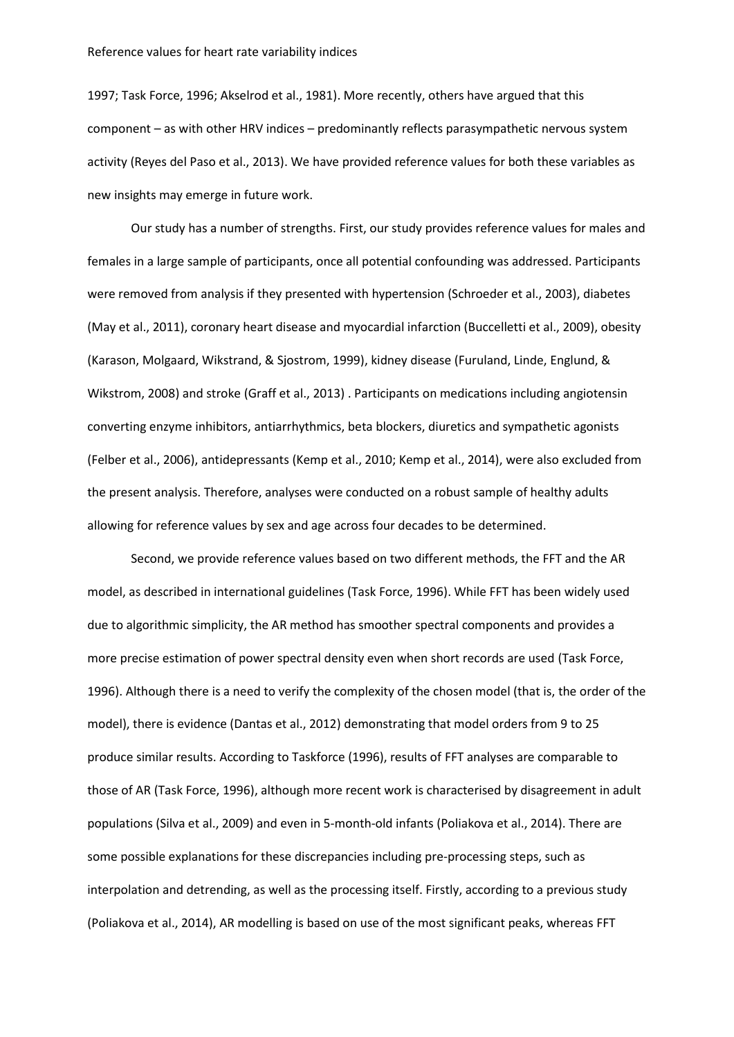1997; Task Force, 1996; Akselrod et al., 1981). More recently, others have argued that this component – as with other HRV indices – predominantly reflects parasympathetic nervous system activity (Reyes del Paso et al., 2013). We have provided reference values for both these variables as new insights may emerge in future work.

Our study has a number of strengths. First, our study provides reference values for males and females in a large sample of participants, once all potential confounding was addressed. Participants were removed from analysis if they presented with hypertension (Schroeder et al., 2003), diabetes (May et al., 2011), coronary heart disease and myocardial infarction (Buccelletti et al., 2009), obesity (Karason, Molgaard, Wikstrand, & Sjostrom, 1999), kidney disease (Furuland, Linde, Englund, & Wikstrom, 2008) and stroke (Graff et al., 2013) . Participants on medications including angiotensin converting enzyme inhibitors, antiarrhythmics, beta blockers, diuretics and sympathetic agonists (Felber et al., 2006), antidepressants (Kemp et al., 2010; Kemp et al., 2014), were also excluded from the present analysis. Therefore, analyses were conducted on a robust sample of healthy adults allowing for reference values by sex and age across four decades to be determined.

Second, we provide reference values based on two different methods, the FFT and the AR model, as described in international guidelines (Task Force, 1996). While FFT has been widely used due to algorithmic simplicity, the AR method has smoother spectral components and provides a more precise estimation of power spectral density even when short records are used (Task Force, 1996). Although there is a need to verify the complexity of the chosen model (that is, the order of the model), there is evidence (Dantas et al., 2012) demonstrating that model orders from 9 to 25 produce similar results. According to Taskforce (1996), results of FFT analyses are comparable to those of AR (Task Force, 1996), although more recent work is characterised by disagreement in adult populations (Silva et al., 2009) and even in 5-month-old infants (Poliakova et al., 2014). There are some possible explanations for these discrepancies including pre-processing steps, such as interpolation and detrending, as well as the processing itself. Firstly, according to a previous study (Poliakova et al., 2014), AR modelling is based on use of the most significant peaks, whereas FFT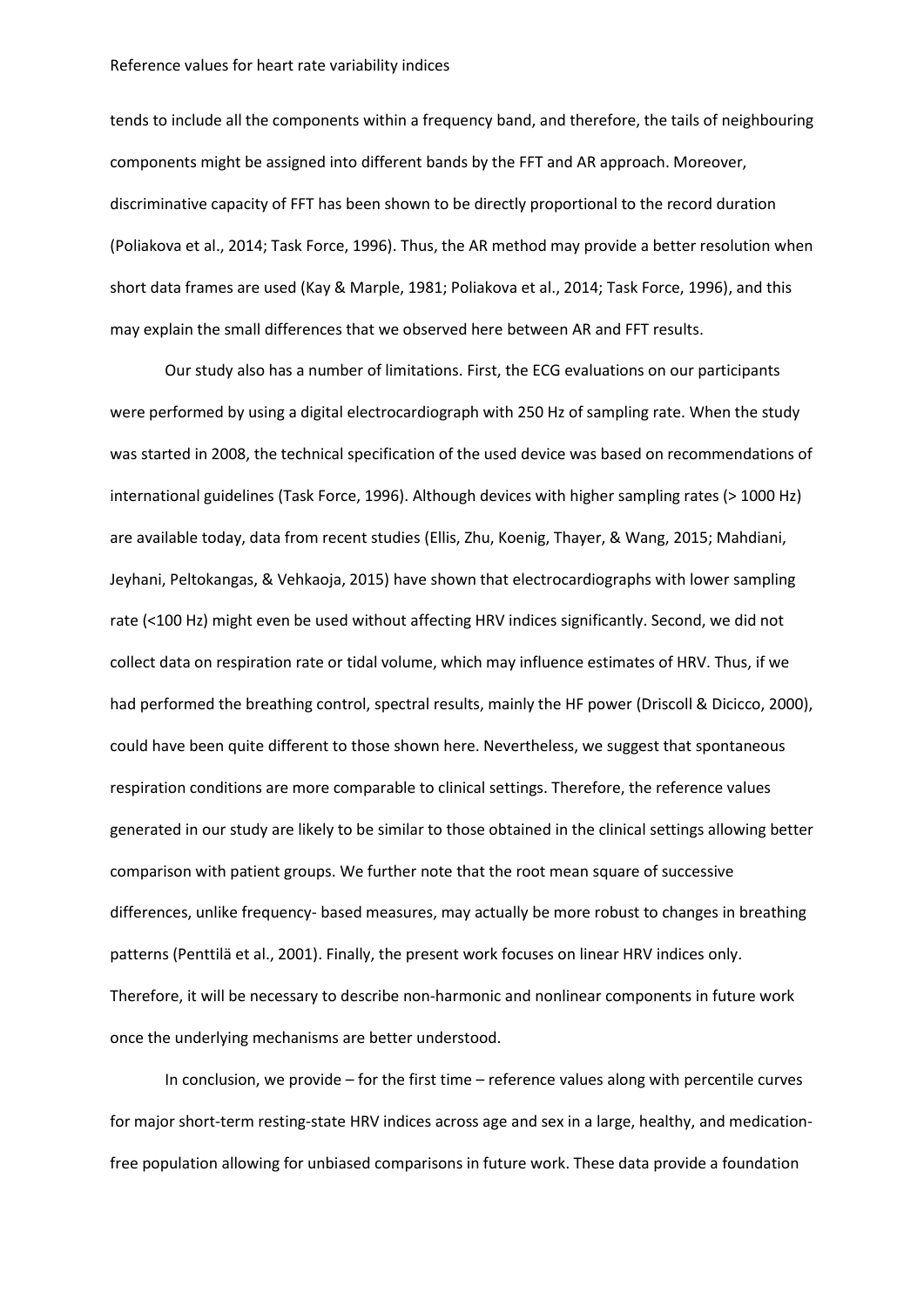tends to include all the components within a frequency band, and therefore, the tails of neighbouring components might be assigned into different bands by the FFT and AR approach. Moreover, discriminative capacity of FFT has been shown to be directly proportional to the record duration (Poliakova et al., 2014; Task Force, 1996). Thus, the AR method may provide a better resolution when short data frames are used (Kay & Marple, 1981; Poliakova et al., 2014; Task Force, 1996), and this may explain the small differences that we observed here between AR and FFT results.

Our study also has a number of limitations. First, the ECG evaluations on our participants were performed by using a digital electrocardiograph with 250 Hz of sampling rate. When the study was started in 2008, the technical specification of the used device was based on recommendations of international guidelines (Task Force, 1996). Although devices with higher sampling rates (> 1000 Hz) are available today, data from recent studies (Ellis, Zhu, Koenig, Thayer, & Wang, 2015; Mahdiani, Jeyhani, Peltokangas, & Vehkaoja, 2015) have shown that electrocardiographs with lower sampling rate (<100 Hz) might even be used without affecting HRV indices significantly. Second, we did not collect data on respiration rate or tidal volume, which may influence estimates of HRV. Thus, if we had performed the breathing control, spectral results, mainly the HF power (Driscoll & Dicicco, 2000), could have been quite different to those shown here. Nevertheless, we suggest that spontaneous respiration conditions are more comparable to clinical settings. Therefore, the reference values generated in our study are likely to be similar to those obtained in the clinical settings allowing better comparison with patient groups. We further note that the root mean square of successive differences, unlike frequency- based measures, may actually be more robust to changes in breathing patterns (Penttilä et al., 2001). Finally, the present work focuses on linear HRV indices only. Therefore, it will be necessary to describe non-harmonic and nonlinear components in future work once the underlying mechanisms are better understood.

In conclusion, we provide – for the first time – reference values along with percentile curves for major short-term resting-state HRV indices across age and sex in a large, healthy, and medication-free population allowing for unbiased comparisons in future work. These data provide a foundation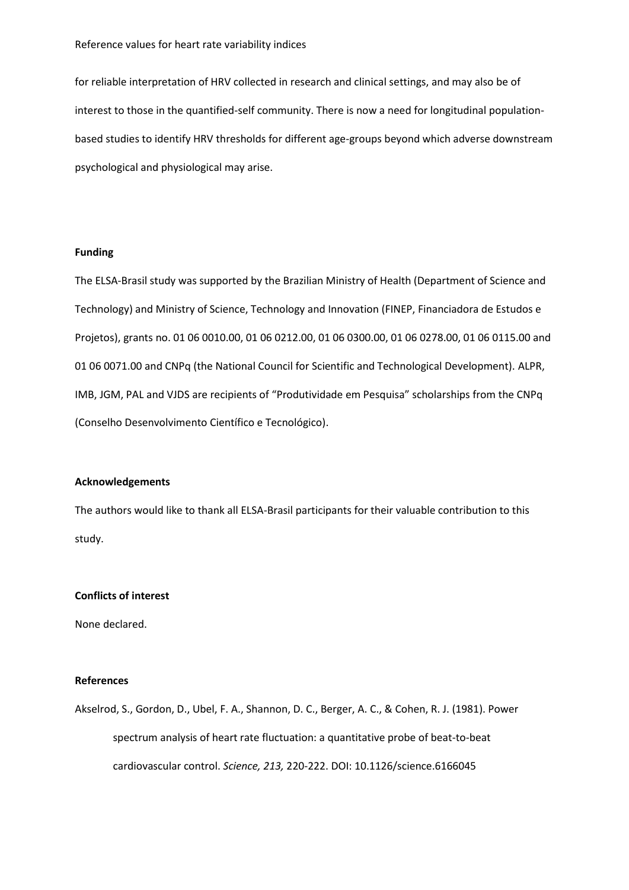for reliable interpretation of HRV collected in research and clinical settings, and may also be of interest to those in the quantified-self community. There is now a need for longitudinal population-based studies to identify HRV thresholds for different age-groups beyond which adverse downstream psychological and physiological may arise.

**Funding**

The ELSA-Brasil study was supported by the Brazilian Ministry of Health (Department of Science and Technology) and Ministry of Science, Technology and Innovation (FINEP, Financiadora de Estudos e Projetos), grants no. 01 06 0010.00, 01 06 0212.00, 01 06 0300.00, 01 06 0278.00, 01 06 0115.00 and 01 06 0071.00 and CNPq (the National Council for Scientific and Technological Development). ALPR, IMB, JGM, PAL and VJDS are recipients of "Produtividade em Pesquisa" scholarships from the CNPq (Conselho Desenvolvimento Científico e Tecnológico).

**Acknowledgements**

The authors would like to thank all ELSA-Brasil participants for their valuable contribution to this study.

**Conflicts of interest**

None declared.

**References**

Akselrod, S., Gordon, D., Ubel, F. A., Shannon, D. C., Berger, A. C., & Cohen, R. J. (1981). Power spectrum analysis of heart rate fluctuation: a quantitative probe of beat-to-beat cardiovascular control. *Science, 213,* 220-222. DOI: 10.1126/science.6166045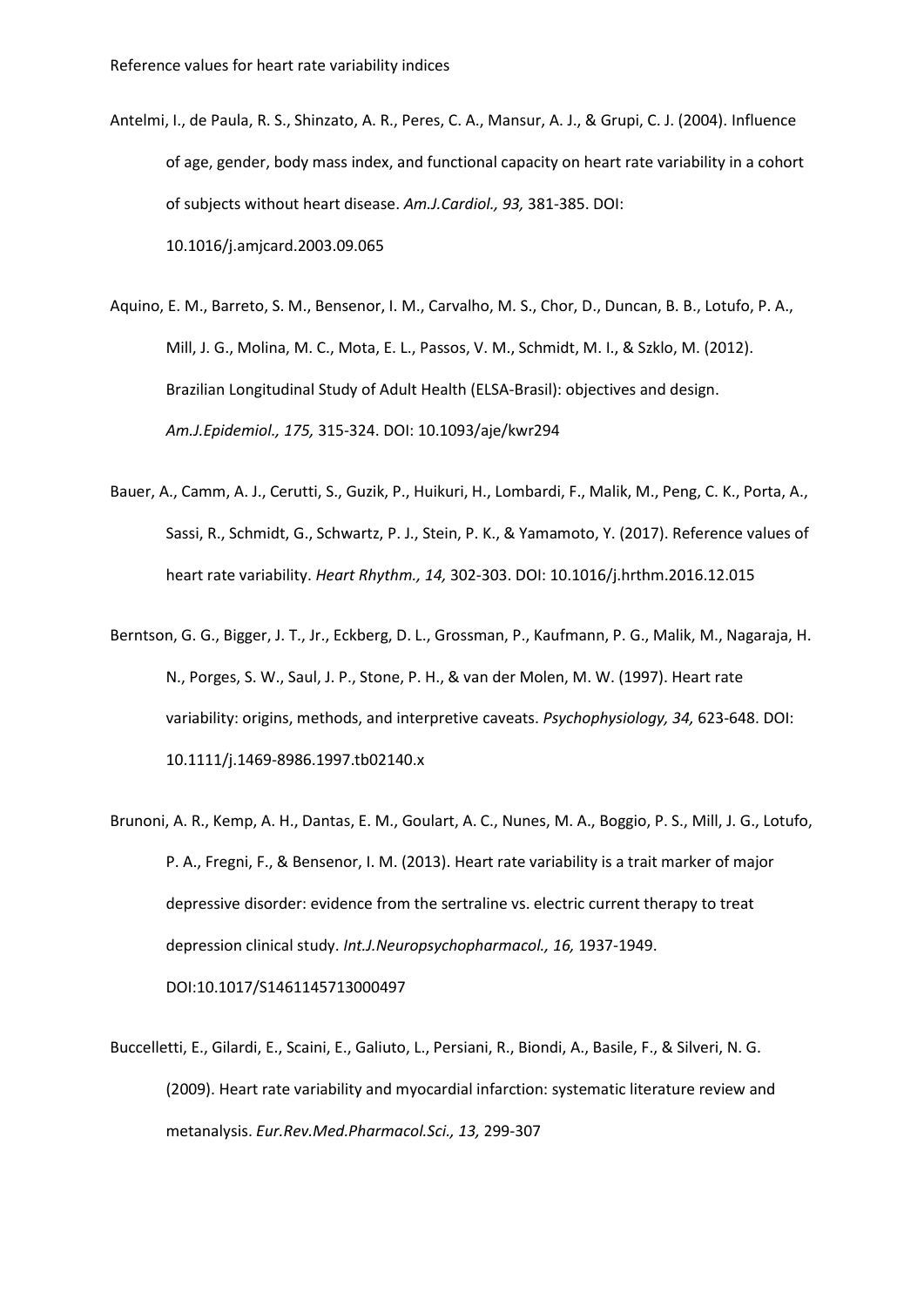Antelmi, I., de Paula, R. S., Shinzato, A. R., Peres, C. A., Mansur, A. J., & Grupi, C. J. (2004). Influence of age, gender, body mass index, and functional capacity on heart rate variability in a cohort of subjects without heart disease. *Am.J.Cardiol., 93,* 381-385. DOI: 10.1016/j.amjcard.2003.09.065

Aquino, E. M., Barreto, S. M., Bensenor, I. M., Carvalho, M. S., Chor, D., Duncan, B. B., Lotufo, P. A., Mill, J. G., Molina, M. C., Mota, E. L., Passos, V. M., Schmidt, M. I., & Szklo, M. (2012). Brazilian Longitudinal Study of Adult Health (ELSA-Brasil): objectives and design. *Am.J.Epidemiol., 175,* 315-324. DOI: 10.1093/aje/kwr294

Bauer, A., Camm, A. J., Cerutti, S., Guzik, P., Huikuri, H., Lombardi, F., Malik, M., Peng, C. K., Porta, A., Sassi, R., Schmidt, G., Schwartz, P. J., Stein, P. K., & Yamamoto, Y. (2017). Reference values of heart rate variability. *Heart Rhythm., 14,* 302-303. DOI: 10.1016/j.hrthm.2016.12.015

Berntson, G. G., Bigger, J. T., Jr., Eckberg, D. L., Grossman, P., Kaufmann, P. G., Malik, M., Nagaraja, H. N., Porges, S. W., Saul, J. P., Stone, P. H., & van der Molen, M. W. (1997). Heart rate variability: origins, methods, and interpretive caveats. *Psychophysiology, 34,* 623-648. DOI: 10.1111/j.1469-8986.1997.tb02140.x

Brunoni, A. R., Kemp, A. H., Dantas, E. M., Goulart, A. C., Nunes, M. A., Boggio, P. S., Mill, J. G., Lotufo, P. A., Fregni, F., & Bensenor, I. M. (2013). Heart rate variability is a trait marker of major depressive disorder: evidence from the sertraline vs. electric current therapy to treat depression clinical study. *Int.J.Neuropsychopharmacol., 16,* 1937-1949. DOI:10.1017/S1461145713000497

Buccelletti, E., Gilardi, E., Scaini, E., Galiuto, L., Persiani, R., Biondi, A., Basile, F., & Silveri, N. G. (2009). Heart rate variability and myocardial infarction: systematic literature review and metanalysis. *Eur.Rev.Med.Pharmacol.Sci., 13,* 299-307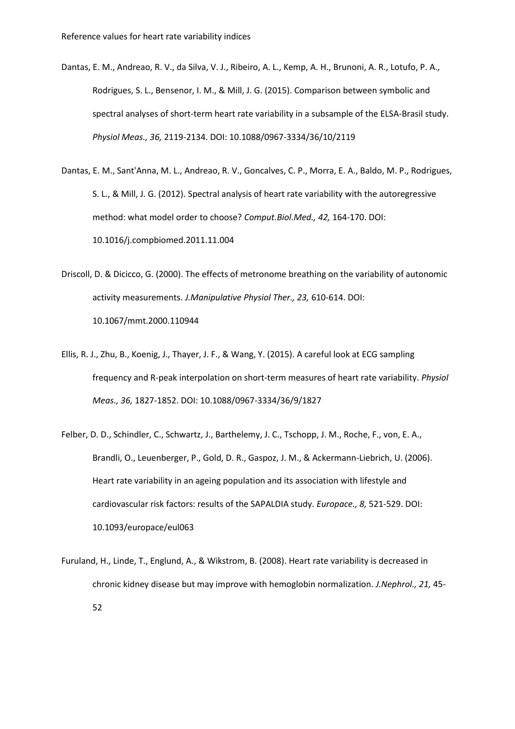Dantas, E. M., Andreao, R. V., da Silva, V. J., Ribeiro, A. L., Kemp, A. H., Brunoni, A. R., Lotufo, P. A., Rodrigues, S. L., Bensenor, I. M., & Mill, J. G. (2015). Comparison between symbolic and spectral analyses of short-term heart rate variability in a subsample of the ELSA-Brasil study. *Physiol Meas., 36,* 2119-2134. DOI: 10.1088/0967-3334/36/10/2119

Dantas, E. M., Sant'Anna, M. L., Andreao, R. V., Goncalves, C. P., Morra, E. A., Baldo, M. P., Rodrigues, S. L., & Mill, J. G. (2012). Spectral analysis of heart rate variability with the autoregressive method: what model order to choose? *Comput.Biol.Med., 42,* 164-170. DOI: 10.1016/j.compbiomed.2011.11.004

Driscoll, D. & Dicicco, G. (2000). The effects of metronome breathing on the variability of autonomic activity measurements. *J.Manipulative Physiol Ther., 23,* 610-614. DOI: 10.1067/mmt.2000.110944

Ellis, R. J., Zhu, B., Koenig, J., Thayer, J. F., & Wang, Y. (2015). A careful look at ECG sampling frequency and R-peak interpolation on short-term measures of heart rate variability. *Physiol Meas., 36,* 1827-1852. DOI: 10.1088/0967-3334/36/9/1827

Felber, D. D., Schindler, C., Schwartz, J., Barthelemy, J. C., Tschopp, J. M., Roche, F., von, E. A., Brandli, O., Leuenberger, P., Gold, D. R., Gaspoz, J. M., & Ackermann-Liebrich, U. (2006). Heart rate variability in an ageing population and its association with lifestyle and cardiovascular risk factors: results of the SAPALDIA study. *Europace., 8,* 521-529. DOI: 10.1093/europace/eul063

Furuland, H., Linde, T., Englund, A., & Wikstrom, B. (2008). Heart rate variability is decreased in chronic kidney disease but may improve with hemoglobin normalization. *J.Nephrol., 21,* 45-52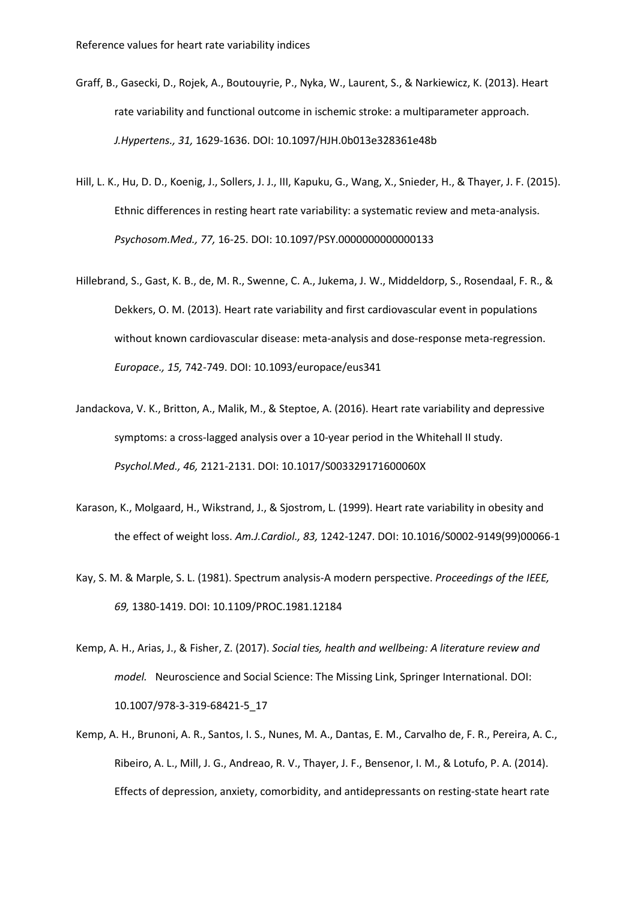Graff, B., Gasecki, D., Rojek, A., Boutouyrie, P., Nyka, W., Laurent, S., & Narkiewicz, K. (2013). Heart rate variability and functional outcome in ischemic stroke: a multiparameter approach. *J.Hypertens., 31,* 1629-1636. DOI: 10.1097/HJH.0b013e328361e48b

Hill, L. K., Hu, D. D., Koenig, J., Sollers, J. J., III, Kapuku, G., Wang, X., Snieder, H., & Thayer, J. F. (2015). Ethnic differences in resting heart rate variability: a systematic review and meta-analysis. *Psychosom.Med., 77,* 16-25. DOI: 10.1097/PSY.0000000000000133

Hillebrand, S., Gast, K. B., de, M. R., Swenne, C. A., Jukema, J. W., Middeldorp, S., Rosendaal, F. R., & Dekkers, O. M. (2013). Heart rate variability and first cardiovascular event in populations without known cardiovascular disease: meta-analysis and dose-response meta-regression. *Europace., 15,* 742-749. DOI: 10.1093/europace/eus341

Jandackova, V. K., Britton, A., Malik, M., & Steptoe, A. (2016). Heart rate variability and depressive symptoms: a cross-lagged analysis over a 10-year period in the Whitehall II study. *Psychol.Med., 46,* 2121-2131. DOI: 10.1017/S003329171600060X

Karason, K., Molgaard, H., Wikstrand, J., & Sjostrom, L. (1999). Heart rate variability in obesity and the effect of weight loss. *Am.J.Cardiol., 83,* 1242-1247. DOI: 10.1016/S0002-9149(99)00066-1

Kay, S. M. & Marple, S. L. (1981). Spectrum analysis-A modern perspective. *Proceedings of the IEEE, 69,* 1380-1419. DOI: 10.1109/PROC.1981.12184

Kemp, A. H., Arias, J., & Fisher, Z. (2017). *Social ties, health and wellbeing: A literature review and model.* Neuroscience and Social Science: The Missing Link, Springer International. DOI: 10.1007/978-3-319-68421-5_17

Kemp, A. H., Brunoni, A. R., Santos, I. S., Nunes, M. A., Dantas, E. M., Carvalho de, F. R., Pereira, A. C., Ribeiro, A. L., Mill, J. G., Andreao, R. V., Thayer, J. F., Bensenor, I. M., & Lotufo, P. A. (2014). Effects of depression, anxiety, comorbidity, and antidepressants on resting-state heart rate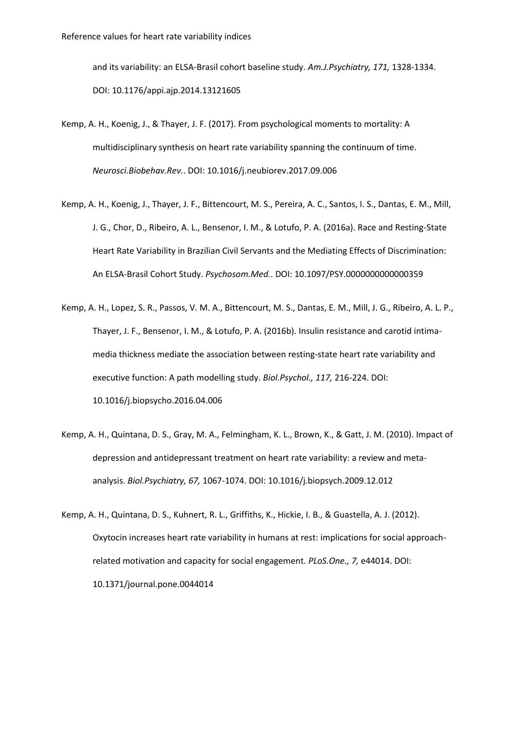and its variability: an ELSA-Brasil cohort baseline study. *Am.J.Psychiatry, 171,* 1328-1334. DOI: 10.1176/appi.ajp.2014.13121605

Kemp, A. H., Koenig, J., & Thayer, J. F. (2017). From psychological moments to mortality: A multidisciplinary synthesis on heart rate variability spanning the continuum of time. *Neurosci.Biobehav.Rev.*. DOI: 10.1016/j.neubiorev.2017.09.006

Kemp, A. H., Koenig, J., Thayer, J. F., Bittencourt, M. S., Pereira, A. C., Santos, I. S., Dantas, E. M., Mill, J. G., Chor, D., Ribeiro, A. L., Bensenor, I. M., & Lotufo, P. A. (2016a). Race and Resting-State Heart Rate Variability in Brazilian Civil Servants and the Mediating Effects of Discrimination: An ELSA-Brasil Cohort Study. *Psychosom.Med.*. DOI: 10.1097/PSY.0000000000000359

Kemp, A. H., Lopez, S. R., Passos, V. M. A., Bittencourt, M. S., Dantas, E. M., Mill, J. G., Ribeiro, A. L. P., Thayer, J. F., Bensenor, I. M., & Lotufo, P. A. (2016b). Insulin resistance and carotid intima-media thickness mediate the association between resting-state heart rate variability and executive function: A path modelling study. *Biol.Psychol., 117,* 216-224. DOI: 10.1016/j.biopsycho.2016.04.006

Kemp, A. H., Quintana, D. S., Gray, M. A., Felmingham, K. L., Brown, K., & Gatt, J. M. (2010). Impact of depression and antidepressant treatment on heart rate variability: a review and meta-analysis. *Biol.Psychiatry, 67,* 1067-1074. DOI: 10.1016/j.biopsych.2009.12.012

Kemp, A. H., Quintana, D. S., Kuhnert, R. L., Griffiths, K., Hickie, I. B., & Guastella, A. J. (2012). Oxytocin increases heart rate variability in humans at rest: implications for social approach-related motivation and capacity for social engagement. *PLoS.One., 7,* e44014. DOI: 10.1371/journal.pone.0044014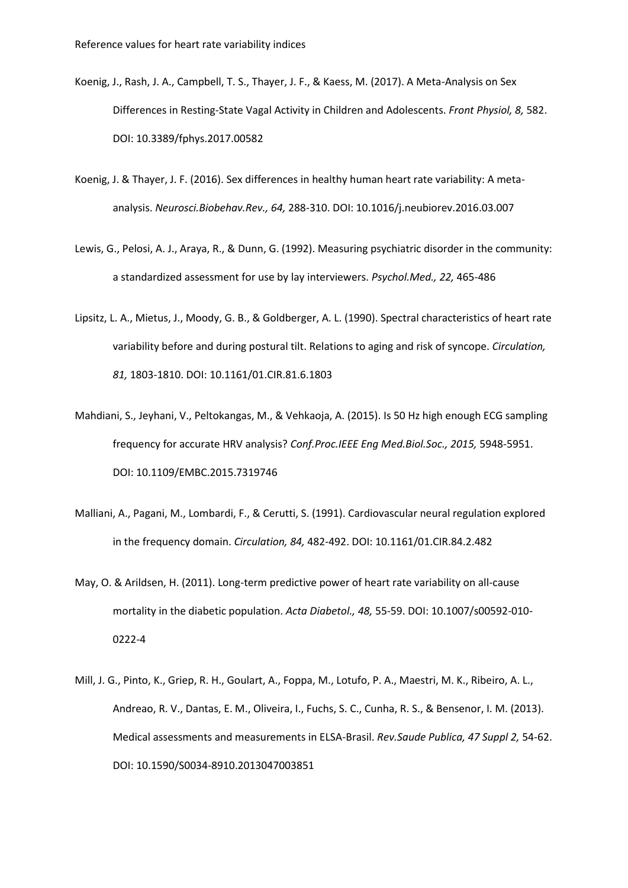Koenig, J., Rash, J. A., Campbell, T. S., Thayer, J. F., & Kaess, M. (2017). A Meta-Analysis on Sex Differences in Resting-State Vagal Activity in Children and Adolescents. *Front Physiol, 8,* 582. DOI: 10.3389/fphys.2017.00582

Koenig, J. & Thayer, J. F. (2016). Sex differences in healthy human heart rate variability: A meta-analysis. *Neurosci.Biobehav.Rev., 64,* 288-310. DOI: 10.1016/j.neubiorev.2016.03.007

Lewis, G., Pelosi, A. J., Araya, R., & Dunn, G. (1992). Measuring psychiatric disorder in the community: a standardized assessment for use by lay interviewers. *Psychol.Med., 22,* 465-486

Lipsitz, L. A., Mietus, J., Moody, G. B., & Goldberger, A. L. (1990). Spectral characteristics of heart rate variability before and during postural tilt. Relations to aging and risk of syncope. *Circulation, 81,* 1803-1810. DOI: 10.1161/01.CIR.81.6.1803

Mahdiani, S., Jeyhani, V., Peltokangas, M., & Vehkaoja, A. (2015). Is 50 Hz high enough ECG sampling frequency for accurate HRV analysis? *Conf.Proc.IEEE Eng Med.Biol.Soc., 2015,* 5948-5951. DOI: 10.1109/EMBC.2015.7319746

Malliani, A., Pagani, M., Lombardi, F., & Cerutti, S. (1991). Cardiovascular neural regulation explored in the frequency domain. *Circulation, 84,* 482-492. DOI: 10.1161/01.CIR.84.2.482

May, O. & Arildsen, H. (2011). Long-term predictive power of heart rate variability on all-cause mortality in the diabetic population. *Acta Diabetol., 48,* 55-59. DOI: 10.1007/s00592-010-0222-4

Mill, J. G., Pinto, K., Griep, R. H., Goulart, A., Foppa, M., Lotufo, P. A., Maestri, M. K., Ribeiro, A. L., Andreao, R. V., Dantas, E. M., Oliveira, I., Fuchs, S. C., Cunha, R. S., & Bensenor, I. M. (2013). Medical assessments and measurements in ELSA-Brasil. *Rev.Saude Publica, 47 Suppl 2,* 54-62. DOI: 10.1590/S0034-8910.2013047003851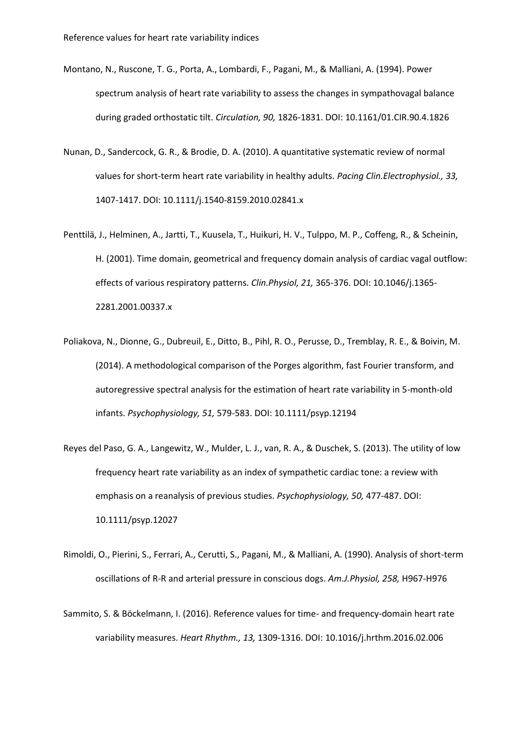Montano, N., Ruscone, T. G., Porta, A., Lombardi, F., Pagani, M., & Malliani, A. (1994). Power spectrum analysis of heart rate variability to assess the changes in sympathovagal balance during graded orthostatic tilt. *Circulation, 90,* 1826-1831. DOI: 10.1161/01.CIR.90.4.1826

Nunan, D., Sandercock, G. R., & Brodie, D. A. (2010). A quantitative systematic review of normal values for short-term heart rate variability in healthy adults. *Pacing Clin.Electrophysiol., 33,* 1407-1417. DOI: 10.1111/j.1540-8159.2010.02841.x

Penttilä, J., Helminen, A., Jartti, T., Kuusela, T., Huikuri, H. V., Tulppo, M. P., Coffeng, R., & Scheinin, H. (2001). Time domain, geometrical and frequency domain analysis of cardiac vagal outflow: effects of various respiratory patterns. *Clin.Physiol, 21,* 365-376. DOI: 10.1046/j.1365-2281.2001.00337.x

Poliakova, N., Dionne, G., Dubreuil, E., Ditto, B., Pihl, R. O., Perusse, D., Tremblay, R. E., & Boivin, M. (2014). A methodological comparison of the Porges algorithm, fast Fourier transform, and autoregressive spectral analysis for the estimation of heart rate variability in 5-month-old infants. *Psychophysiology, 51,* 579-583. DOI: 10.1111/psyp.12194

Reyes del Paso, G. A., Langewitz, W., Mulder, L. J., van, R. A., & Duschek, S. (2013). The utility of low frequency heart rate variability as an index of sympathetic cardiac tone: a review with emphasis on a reanalysis of previous studies. *Psychophysiology, 50,* 477-487. DOI: 10.1111/psyp.12027

Rimoldi, O., Pierini, S., Ferrari, A., Cerutti, S., Pagani, M., & Malliani, A. (1990). Analysis of short-term oscillations of R-R and arterial pressure in conscious dogs. *Am.J.Physiol, 258,* H967-H976

Sammito, S. & Böckelmann, I. (2016). Reference values for time- and frequency-domain heart rate variability measures. *Heart Rhythm., 13,* 1309-1316. DOI: 10.1016/j.hrthm.2016.02.006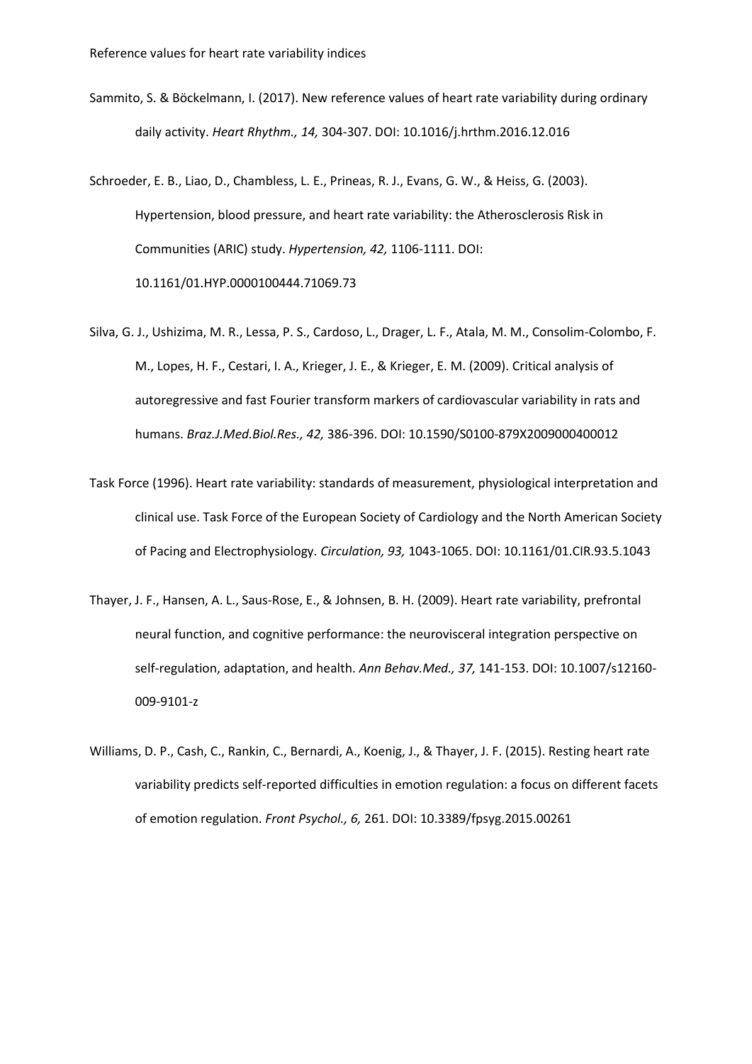Sammito, S. & Böckelmann, I. (2017). New reference values of heart rate variability during ordinary daily activity. *Heart Rhythm., 14,* 304-307. DOI: 10.1016/j.hrthm.2016.12.016

Schroeder, E. B., Liao, D., Chambless, L. E., Prineas, R. J., Evans, G. W., & Heiss, G. (2003). Hypertension, blood pressure, and heart rate variability: the Atherosclerosis Risk in Communities (ARIC) study. *Hypertension, 42,* 1106-1111. DOI: 10.1161/01.HYP.0000100444.71069.73

Silva, G. J., Ushizima, M. R., Lessa, P. S., Cardoso, L., Drager, L. F., Atala, M. M., Consolim-Colombo, F. M., Lopes, H. F., Cestari, I. A., Krieger, J. E., & Krieger, E. M. (2009). Critical analysis of autoregressive and fast Fourier transform markers of cardiovascular variability in rats and humans. *Braz.J.Med.Biol.Res., 42,* 386-396. DOI: 10.1590/S0100-879X2009000400012

Task Force (1996). Heart rate variability: standards of measurement, physiological interpretation and clinical use. Task Force of the European Society of Cardiology and the North American Society of Pacing and Electrophysiology. *Circulation, 93,* 1043-1065. DOI: 10.1161/01.CIR.93.5.1043

Thayer, J. F., Hansen, A. L., Saus-Rose, E., & Johnsen, B. H. (2009). Heart rate variability, prefrontal neural function, and cognitive performance: the neurovisceral integration perspective on self-regulation, adaptation, and health. *Ann Behav.Med., 37,* 141-153. DOI: 10.1007/s12160-009-9101-z

Williams, D. P., Cash, C., Rankin, C., Bernardi, A., Koenig, J., & Thayer, J. F. (2015). Resting heart rate variability predicts self-reported difficulties in emotion regulation: a focus on different facets of emotion regulation. *Front Psychol., 6,* 261. DOI: 10.3389/fpsyg.2015.00261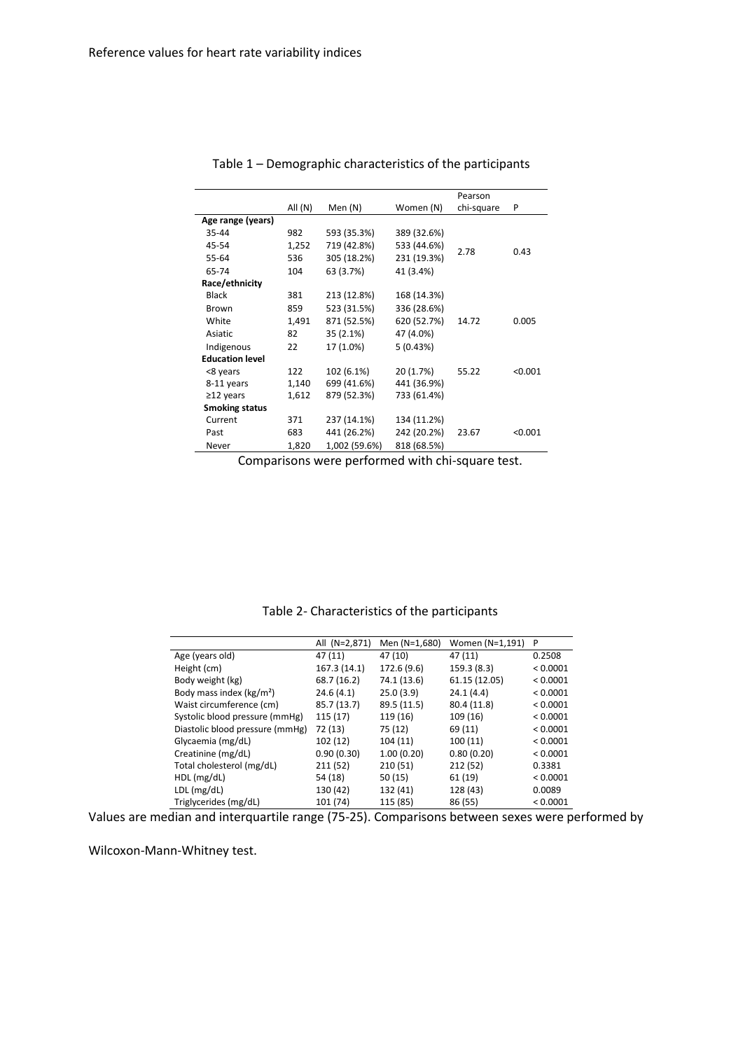Table 1 – Demographic characteristics of the participants

| | All (N) | Men (N) | Women (N) | Pearson chi-square | P |
|---|---|---|---|---|---|
| **Age range (years)** | | | | | |
| 35-44 | 982 | 593 (35.3%) | 389 (32.6%) | | |
| 45-54 | 1,252 | 719 (42.8%) | 533 (44.6%) | 2.78 | 0.43 |
| 55-64 | 536 | 305 (18.2%) | 231 (19.3%) | | |
| 65-74 | 104 | 63 (3.7%) | 41 (3.4%) | | |
| **Race/ethnicity** | | | | | |
| Black | 381 | 213 (12.8%) | 168 (14.3%) | | |
| Brown | 859 | 523 (31.5%) | 336 (28.6%) | | |
| White | 1,491 | 871 (52.5%) | 620 (52.7%) | 14.72 | 0.005 |
| Asiatic | 82 | 35 (2.1%) | 47 (4.0%) | | |
| Indigenous | 22 | 17 (1.0%) | 5 (0.43%) | | |
| **Education level** | | | | | |
| <8 years | 122 | 102 (6.1%) | 20 (1.7%) | 55.22 | <0.001 |
| 8-11 years | 1,140 | 699 (41.6%) | 441 (36.9%) | | |
| ≥12 years | 1,612 | 879 (52.3%) | 733 (61.4%) | | |
| **Smoking status** | | | | | |
| Current | 371 | 237 (14.1%) | 134 (11.2%) | | |
| Past | 683 | 441 (26.2%) | 242 (20.2%) | 23.67 | <0.001 |
| Never | 1,820 | 1,002 (59.6%) | 818 (68.5%) | | |

Comparisons were performed with chi-square test.

Table 2- Characteristics of the participants

| | All (N=2,871) | Men (N=1,680) | Women (N=1,191) | P |
|---|---|---|---|---|
| Age (years old) | 47 (11) | 47 (10) | 47 (11) | 0.2508 |
| Height (cm) | 167.3 (14.1) | 172.6 (9.6) | 159.3 (8.3) | < 0.0001 |
| Body weight (kg) | 68.7 (16.2) | 74.1 (13.6) | 61.15 (12.05) | < 0.0001 |
| Body mass index (kg/m²) | 24.6 (4.1) | 25.0 (3.9) | 24.1 (4.4) | < 0.0001 |
| Waist circumference (cm) | 85.7 (13.7) | 89.5 (11.5) | 80.4 (11.8) | < 0.0001 |
| Systolic blood pressure (mmHg) | 115 (17) | 119 (16) | 109 (16) | < 0.0001 |
| Diastolic blood pressure (mmHg) | 72 (13) | 75 (12) | 69 (11) | < 0.0001 |
| Glycaemia (mg/dL) | 102 (12) | 104 (11) | 100 (11) | < 0.0001 |
| Creatinine (mg/dL) | 0.90 (0.30) | 1.00 (0.20) | 0.80 (0.20) | < 0.0001 |
| Total cholesterol (mg/dL) | 211 (52) | 210 (51) | 212 (52) | 0.3381 |
| HDL (mg/dL) | 54 (18) | 50 (15) | 61 (19) | < 0.0001 |
| LDL (mg/dL) | 130 (42) | 132 (41) | 128 (43) | 0.0089 |
| Triglycerides (mg/dL) | 101 (74) | 115 (85) | 86 (55) | < 0.0001 |

Values are median and interquartile range (75-25). Comparisons between sexes were performed by Wilcoxon-Mann-Whitney test.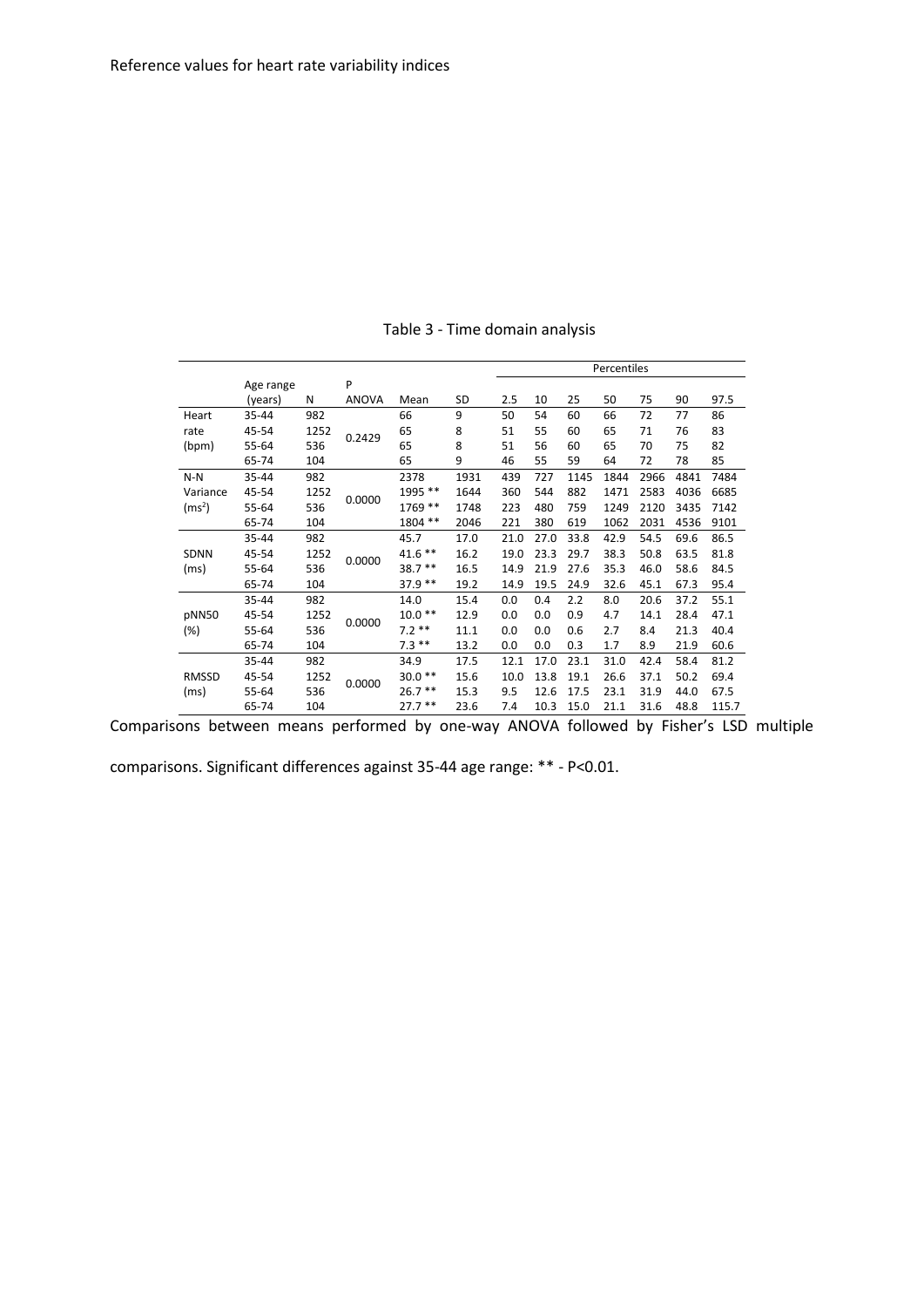Table 3 - Time domain analysis

| | Age range (years) | N | P ANOVA | Mean | SD | Percentiles 2.5 | 10 | 25 | 50 | 75 | 90 | 97.5 |
|---|---|---|---|---|---|---|---|---|---|---|---|---|
| Heart rate (bpm) | 35-44 | 982 | 0.2429 | 66 | 9 | 50 | 54 | 60 | 66 | 72 | 77 | 86 |
| | 45-54 | 1252 | | 65 | 8 | 51 | 55 | 60 | 65 | 71 | 76 | 83 |
| | 55-64 | 536 | | 65 | 8 | 51 | 56 | 60 | 65 | 70 | 75 | 82 |
| | 65-74 | 104 | | 65 | 9 | 46 | 55 | 59 | 64 | 72 | 78 | 85 |
| N-N Variance ($ms^2$) | 35-44 | 982 | 0.0000 | 2378 | 1931 | 439 | 727 | 1145 | 1844 | 2966 | 4841 | 7484 |
| | 45-54 | 1252 | | 1995 ** | 1644 | 360 | 544 | 882 | 1471 | 2583 | 4036 | 6685 |
| | 55-64 | 536 | | 1769 ** | 1748 | 223 | 480 | 759 | 1249 | 2120 | 3435 | 7142 |
| | 65-74 | 104 | | 1804 ** | 2046 | 221 | 380 | 619 | 1062 | 2031 | 4536 | 9101 |
| SDNN (ms) | 35-44 | 982 | 0.0000 | 45.7 | 17.0 | 21.0 | 27.0 | 33.8 | 42.9 | 54.5 | 69.6 | 86.5 |
| | 45-54 | 1252 | | 41.6 ** | 16.2 | 19.0 | 23.3 | 29.7 | 38.3 | 50.8 | 63.5 | 81.8 |
| | 55-64 | 536 | | 38.7 ** | 16.5 | 14.9 | 21.9 | 27.6 | 35.3 | 46.0 | 58.6 | 84.5 |
| | 65-74 | 104 | | 37.9 ** | 19.2 | 14.9 | 19.5 | 24.9 | 32.6 | 45.1 | 67.3 | 95.4 |
| pNN50 (%) | 35-44 | 982 | 0.0000 | 14.0 | 15.4 | 0.0 | 0.4 | 2.2 | 8.0 | 20.6 | 37.2 | 55.1 |
| | 45-54 | 1252 | | 10.0 ** | 12.9 | 0.0 | 0.0 | 0.9 | 4.7 | 14.1 | 28.4 | 47.1 |
| | 55-64 | 536 | | 7.2 ** | 11.1 | 0.0 | 0.0 | 0.6 | 2.7 | 8.4 | 21.3 | 40.4 |
| | 65-74 | 104 | | 7.3 ** | 13.2 | 0.0 | 0.0 | 0.3 | 1.7 | 8.9 | 21.9 | 60.6 |
| RMSSD (ms) | 35-44 | 982 | 0.0000 | 34.9 | 17.5 | 12.1 | 17.0 | 23.1 | 31.0 | 42.4 | 58.4 | 81.2 |
| | 45-54 | 1252 | | 30.0 ** | 15.6 | 10.0 | 13.8 | 19.1 | 26.6 | 37.1 | 50.2 | 69.4 |
| | 55-64 | 536 | | 26.7 ** | 15.3 | 9.5 | 12.6 | 17.5 | 23.1 | 31.9 | 44.0 | 67.5 |
| | 65-74 | 104 | | 27.7 ** | 23.6 | 7.4 | 10.3 | 15.0 | 21.1 | 31.6 | 48.8 | 115.7 |

Comparisons between means performed by one-way ANOVA followed by Fisher's LSD multiple comparisons. Significant differences against 35-44 age range: ** - P<0.01.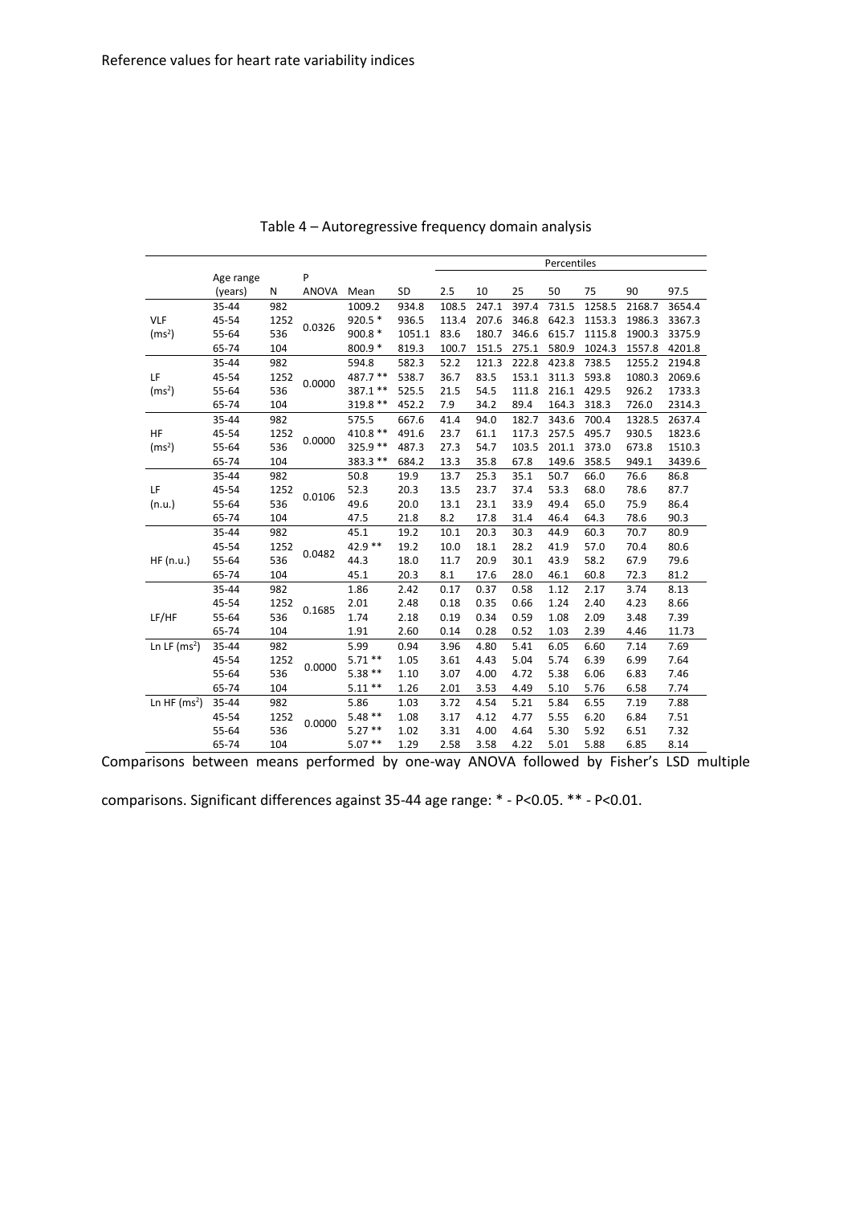Table 4 – Autoregressive frequency domain analysis

| | Age range (years) | N | P ANOVA | Mean | SD | Percentiles 2.5 | 10 | 25 | 50 | 75 | 90 | 97.5 |
|---|---|---|---|---|---|---|---|---|---|---|---|---|
| VLF ($ms^2$) | 35-44 | 982 | 0.0326 | 1009.2 | 934.8 | 108.5 | 247.1 | 397.4 | 731.5 | 1258.5 | 2168.7 | 3654.4 |
| | 45-54 | 1252 | | 920.5 * | 936.5 | 113.4 | 207.6 | 346.8 | 642.3 | 1153.3 | 1986.3 | 3367.3 |
| | 55-64 | 536 | | 900.8 * | 1051.1 | 83.6 | 180.7 | 346.6 | 615.7 | 1115.8 | 1900.3 | 3375.9 |
| | 65-74 | 104 | | 800.9 * | 819.3 | 100.7 | 151.5 | 275.1 | 580.9 | 1024.3 | 1557.8 | 4201.8 |
| LF ($ms^2$) | 35-44 | 982 | 0.0000 | 594.8 | 582.3 | 52.2 | 121.3 | 222.8 | 423.8 | 738.5 | 1255.2 | 2194.8 |
| | 45-54 | 1252 | | 487.7 ** | 538.7 | 36.7 | 83.5 | 153.1 | 311.3 | 593.8 | 1080.3 | 2069.6 |
| | 55-64 | 536 | | 387.1 ** | 525.5 | 21.5 | 54.5 | 111.8 | 216.1 | 429.5 | 926.2 | 1733.3 |
| | 65-74 | 104 | | 319.8 ** | 452.2 | 7.9 | 34.2 | 89.4 | 164.3 | 318.3 | 726.0 | 2314.3 |
| HF ($ms^2$) | 35-44 | 982 | 0.0000 | 575.5 | 667.6 | 41.4 | 94.0 | 182.7 | 343.6 | 700.4 | 1328.5 | 2637.4 |
| | 45-54 | 1252 | | 410.8 ** | 491.6 | 23.7 | 61.1 | 117.3 | 257.5 | 495.7 | 930.5 | 1823.6 |
| | 55-64 | 536 | | 325.9 ** | 487.3 | 27.3 | 54.7 | 103.5 | 201.1 | 373.0 | 673.8 | 1510.3 |
| | 65-74 | 104 | | 383.3 ** | 684.2 | 13.3 | 35.8 | 67.8 | 149.6 | 358.5 | 949.1 | 3439.6 |
| LF (n.u.) | 35-44 | 982 | 0.0106 | 50.8 | 19.9 | 13.7 | 25.3 | 35.1 | 50.7 | 66.0 | 76.6 | 86.8 |
| | 45-54 | 1252 | | 52.3 | 20.3 | 13.5 | 23.7 | 37.4 | 53.3 | 68.0 | 78.6 | 87.7 |
| | 55-64 | 536 | | 49.6 | 20.0 | 13.1 | 23.1 | 33.9 | 49.4 | 65.0 | 75.9 | 86.4 |
| | 65-74 | 104 | | 47.5 | 21.8 | 8.2 | 17.8 | 31.4 | 46.4 | 64.3 | 78.6 | 90.3 |
| HF (n.u.) | 35-44 | 982 | 0.0482 | 45.1 | 19.2 | 10.1 | 20.3 | 30.3 | 44.9 | 60.3 | 70.7 | 80.9 |
| | 45-54 | 1252 | | 42.9 ** | 19.2 | 10.0 | 18.1 | 28.2 | 41.9 | 57.0 | 70.4 | 80.6 |
| | 55-64 | 536 | | 44.3 | 18.0 | 11.7 | 20.9 | 30.1 | 43.9 | 58.2 | 67.9 | 79.6 |
| | 65-74 | 104 | | 45.1 | 20.3 | 8.1 | 17.6 | 28.0 | 46.1 | 60.8 | 72.3 | 81.2 |
| LF/HF | 35-44 | 982 | 0.1685 | 1.86 | 2.42 | 0.17 | 0.37 | 0.58 | 1.12 | 2.17 | 3.74 | 8.13 |
| | 45-54 | 1252 | | 2.01 | 2.48 | 0.18 | 0.35 | 0.66 | 1.24 | 2.40 | 4.23 | 8.66 |
| | 55-64 | 536 | | 1.74 | 2.18 | 0.19 | 0.34 | 0.59 | 1.08 | 2.09 | 3.48 | 7.39 |
| | 65-74 | 104 | | 1.91 | 2.60 | 0.14 | 0.28 | 0.52 | 1.03 | 2.39 | 4.46 | 11.73 |
| Ln LF ($ms^2$) | 35-44 | 982 | 0.0000 | 5.99 | 0.94 | 3.96 | 4.80 | 5.41 | 6.05 | 6.60 | 7.14 | 7.69 |
| | 45-54 | 1252 | | 5.71 ** | 1.05 | 3.61 | 4.43 | 5.04 | 5.74 | 6.39 | 6.99 | 7.64 |
| | 55-64 | 536 | | 5.38 ** | 1.10 | 3.07 | 4.00 | 4.72 | 5.38 | 6.06 | 6.83 | 7.46 |
| | 65-74 | 104 | | 5.11 ** | 1.26 | 2.01 | 3.53 | 4.49 | 5.10 | 5.76 | 6.58 | 7.74 |
| Ln HF ($ms^2$) | 35-44 | 982 | 0.0000 | 5.86 | 1.03 | 3.72 | 4.54 | 5.21 | 5.84 | 6.55 | 7.19 | 7.88 |
| | 45-54 | 1252 | | 5.48 ** | 1.08 | 3.17 | 4.12 | 4.77 | 5.55 | 6.20 | 6.84 | 7.51 |
| | 55-64 | 536 | | 5.27 ** | 1.02 | 3.31 | 4.00 | 4.64 | 5.30 | 5.92 | 6.51 | 7.32 |
| | 65-74 | 104 | | 5.07 ** | 1.29 | 2.58 | 3.58 | 4.22 | 5.01 | 5.88 | 6.85 | 8.14 |

Comparisons between means performed by one-way ANOVA followed by Fisher's LSD multiple comparisons. Significant differences against 35-44 age range: * - P<0.05. ** - P<0.01.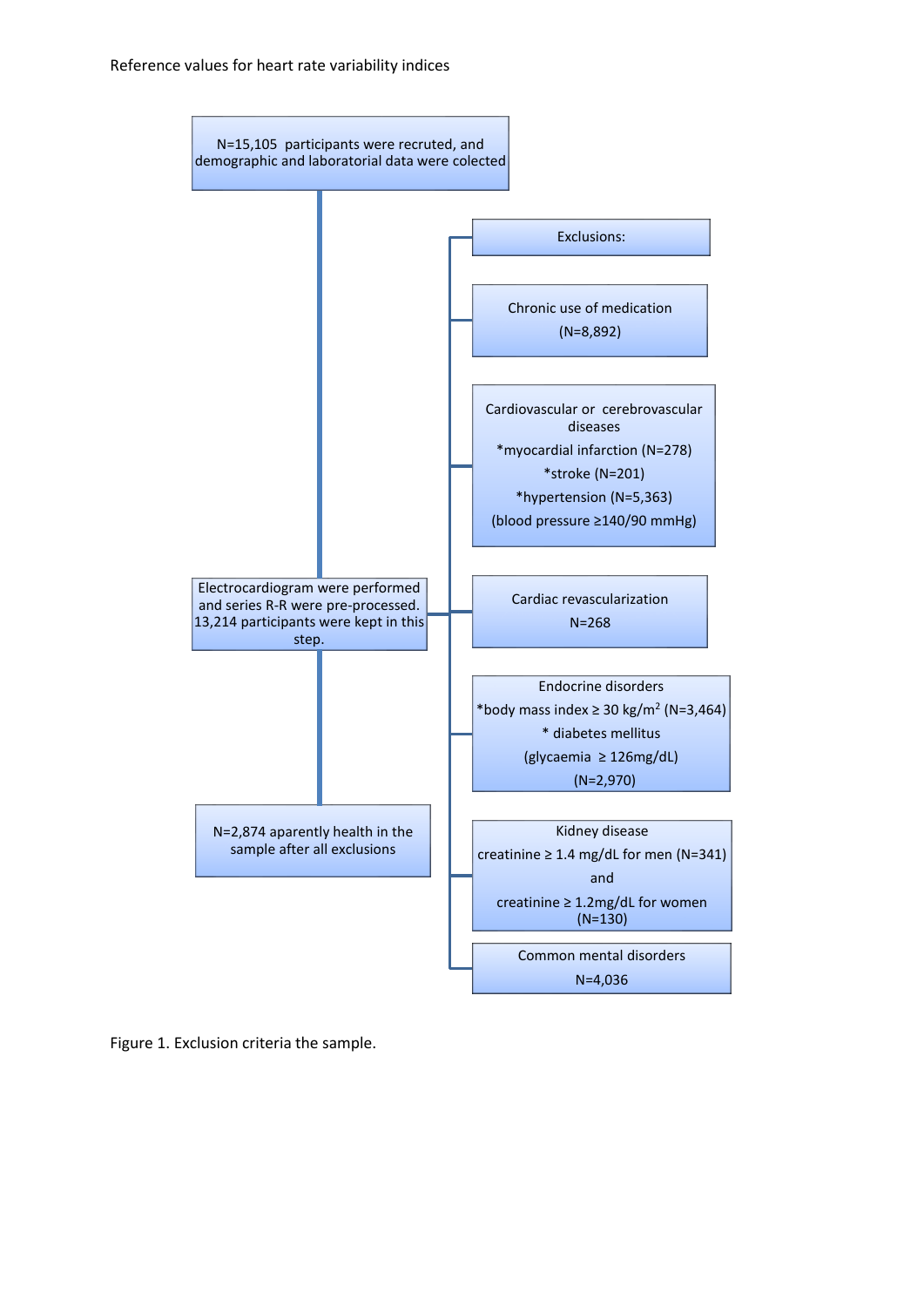Reference values for heart rate variability indices

N=15,105 participants were recruted, and demographic and laboratorial data were colected

Exclusions:

Chronic use of medication (N=8,892)

Cardiovascular or cerebrovascular diseases
*myocardial infarction (N=278)
*stroke (N=201)
*hypertension (N=5,363)
(blood pressure ≥140/90 mmHg)

Electrocardiogram were performed and series R-R were pre-processed. 13,214 participants were kept in this step.

Cardiac revascularization N=268

Endocrine disorders
*body mass index ≥ 30 kg/m$^2$ (N=3,464)
* diabetes mellitus
(glycaemia ≥ 126mg/dL)
(N=2,970)

N=2,874 aparently health in the sample after all exclusions

Kidney disease
creatinine ≥ 1.4 mg/dL for men (N=341)
and
creatinine ≥ 1.2mg/dL for women (N=130)

Common mental disorders N=4,036

Figure 1. Exclusion criteria the sample.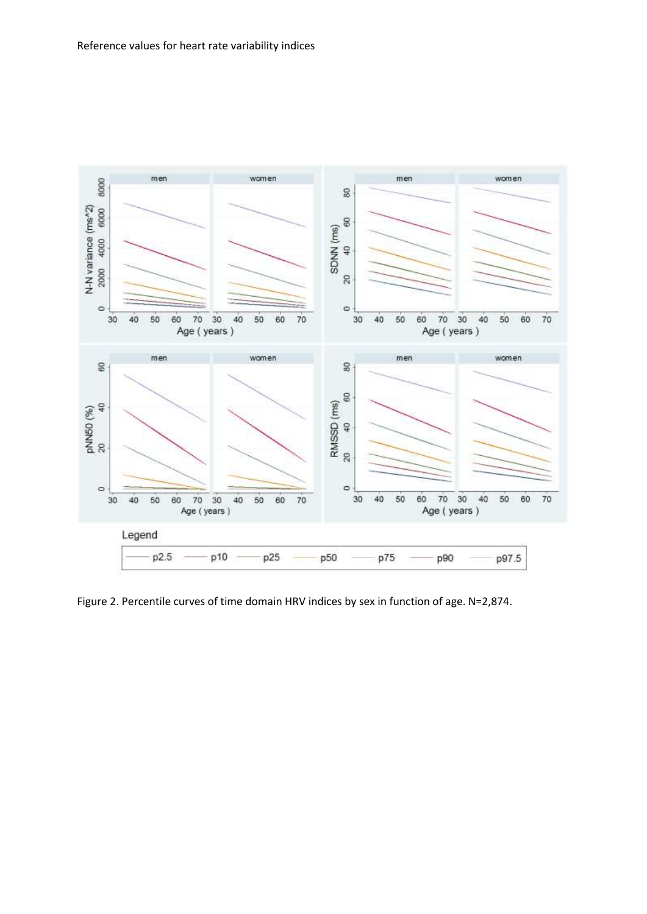Figure 2. Percentile curves of time domain HRV indices by sex in function of age. N=2,874.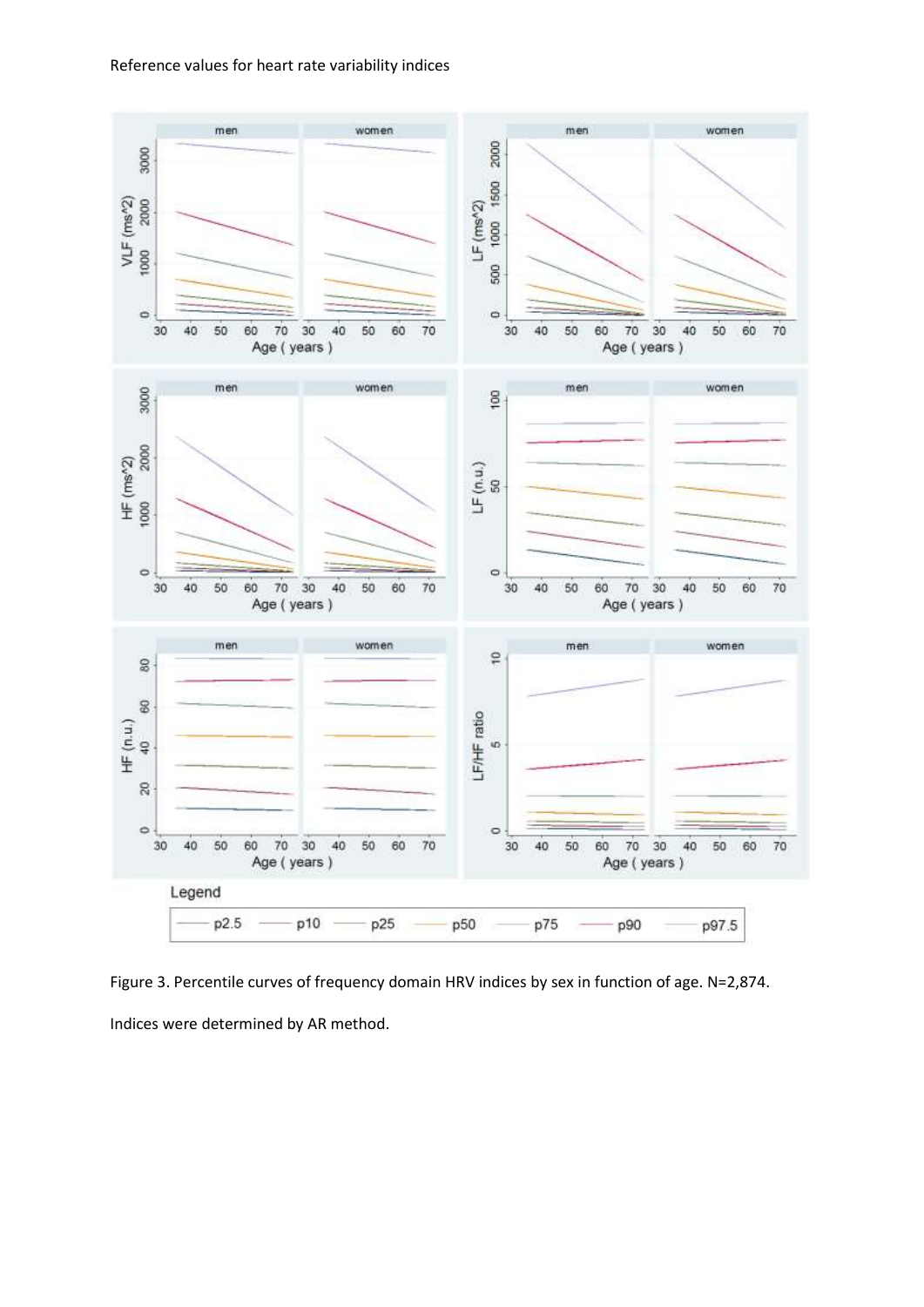men
women
VLF (ms^2)
3000
2000
1000
0
30 40 50 60 70 30 40 50 60 70
Age ( years )

men
women
LF (ms^2)
2000
1500
1000
500
0
30 40 50 60 70 30 40 50 60 70
Age ( years )

men
women
HF (ms^2)
3000
2000
1000
0
30 40 50 60 70 30 40 50 60 70
Age ( years )

men
women
LF (n.u.)
100
50
0
30 40 50 60 70 30 40 50 60 70
Age ( years )

men
women
HF (n.u.)
80
60
40
20
0
30 40 50 60 70 30 40 50 60 70
Age ( years )

men
women
LF/HF ratio
10
5
0
30 40 50 60 70 30 40 50 60 70
Age ( years )

Legend
p2.5 p10 p25 p50 p75 p90 p97.5

Figure 3. Percentile curves of frequency domain HRV indices by sex in function of age. N=2,874.

Indices were determined by AR method.